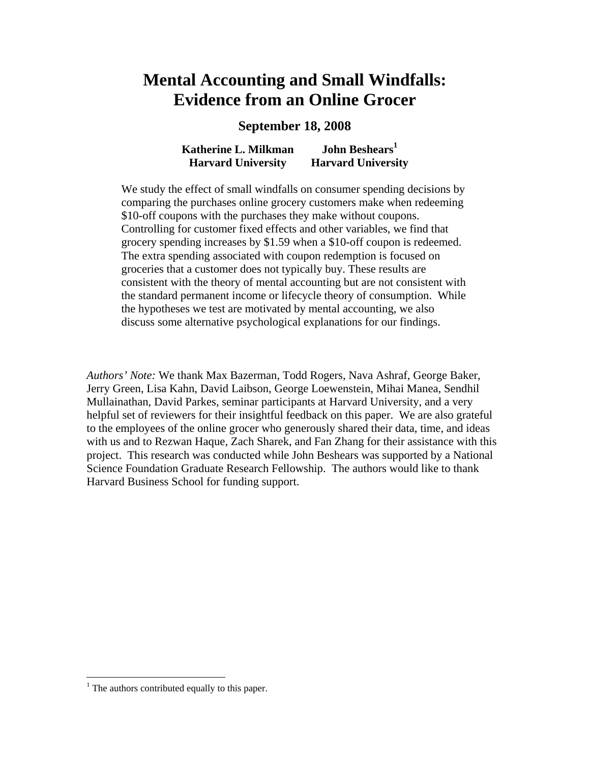# Mental Accounting and Small Windfalls: Evidence from an Online Grocer

**September 18, 2008**

**Katherine L. Milkman** — **Harvard University**
**John Beshears**[1] — **Harvard University**

We study the effect of small windfalls on consumer spending decisions by comparing the purchases online grocery customers make when redeeming $10-off coupons with the purchases they make without coupons. Controlling for customer fixed effects and other variables, we find that grocery spending increases by $1.59 when a $10-off coupon is redeemed. The extra spending associated with coupon redemption is focused on groceries that a customer does not typically buy. These results are consistent with the theory of mental accounting but are not consistent with the standard permanent income or lifecycle theory of consumption. While the hypotheses we test are motivated by mental accounting, we also discuss some alternative psychological explanations for our findings.

*Authors' Note:* We thank Max Bazerman, Todd Rogers, Nava Ashraf, George Baker, Jerry Green, Lisa Kahn, David Laibson, George Loewenstein, Mihai Manea, Sendhil Mullainathan, David Parkes, seminar participants at Harvard University, and a very helpful set of reviewers for their insightful feedback on this paper. We are also grateful to the employees of the online grocer who generously shared their data, time, and ideas with us and to Rezwan Haque, Zach Sharek, and Fan Zhang for their assistance with this project. This research was conducted while John Beshears was supported by a National Science Foundation Graduate Research Fellowship. The authors would like to thank Harvard Business School for funding support.

[1] The authors contributed equally to this paper.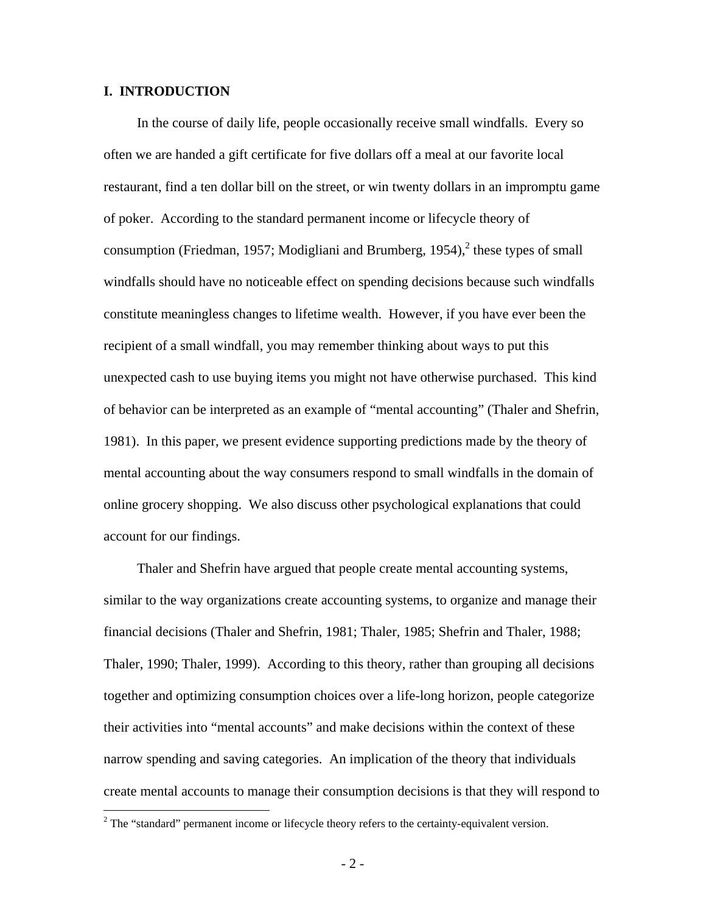## I. INTRODUCTION

In the course of daily life, people occasionally receive small windfalls. Every so often we are handed a gift certificate for five dollars off a meal at our favorite local restaurant, find a ten dollar bill on the street, or win twenty dollars in an impromptu game of poker. According to the standard permanent income or lifecycle theory of consumption (Friedman, 1957; Modigliani and Brumberg, 1954),[2] these types of small windfalls should have no noticeable effect on spending decisions because such windfalls constitute meaningless changes to lifetime wealth. However, if you have ever been the recipient of a small windfall, you may remember thinking about ways to put this unexpected cash to use buying items you might not have otherwise purchased. This kind of behavior can be interpreted as an example of "mental accounting" (Thaler and Shefrin, 1981). In this paper, we present evidence supporting predictions made by the theory of mental accounting about the way consumers respond to small windfalls in the domain of online grocery shopping. We also discuss other psychological explanations that could account for our findings.

Thaler and Shefrin have argued that people create mental accounting systems, similar to the way organizations create accounting systems, to organize and manage their financial decisions (Thaler and Shefrin, 1981; Thaler, 1985; Shefrin and Thaler, 1988; Thaler, 1990; Thaler, 1999). According to this theory, rather than grouping all decisions together and optimizing consumption choices over a life-long horizon, people categorize their activities into "mental accounts" and make decisions within the context of these narrow spending and saving categories. An implication of the theory that individuals create mental accounts to manage their consumption decisions is that they will respond to

[2] The "standard" permanent income or lifecycle theory refers to the certainty-equivalent version.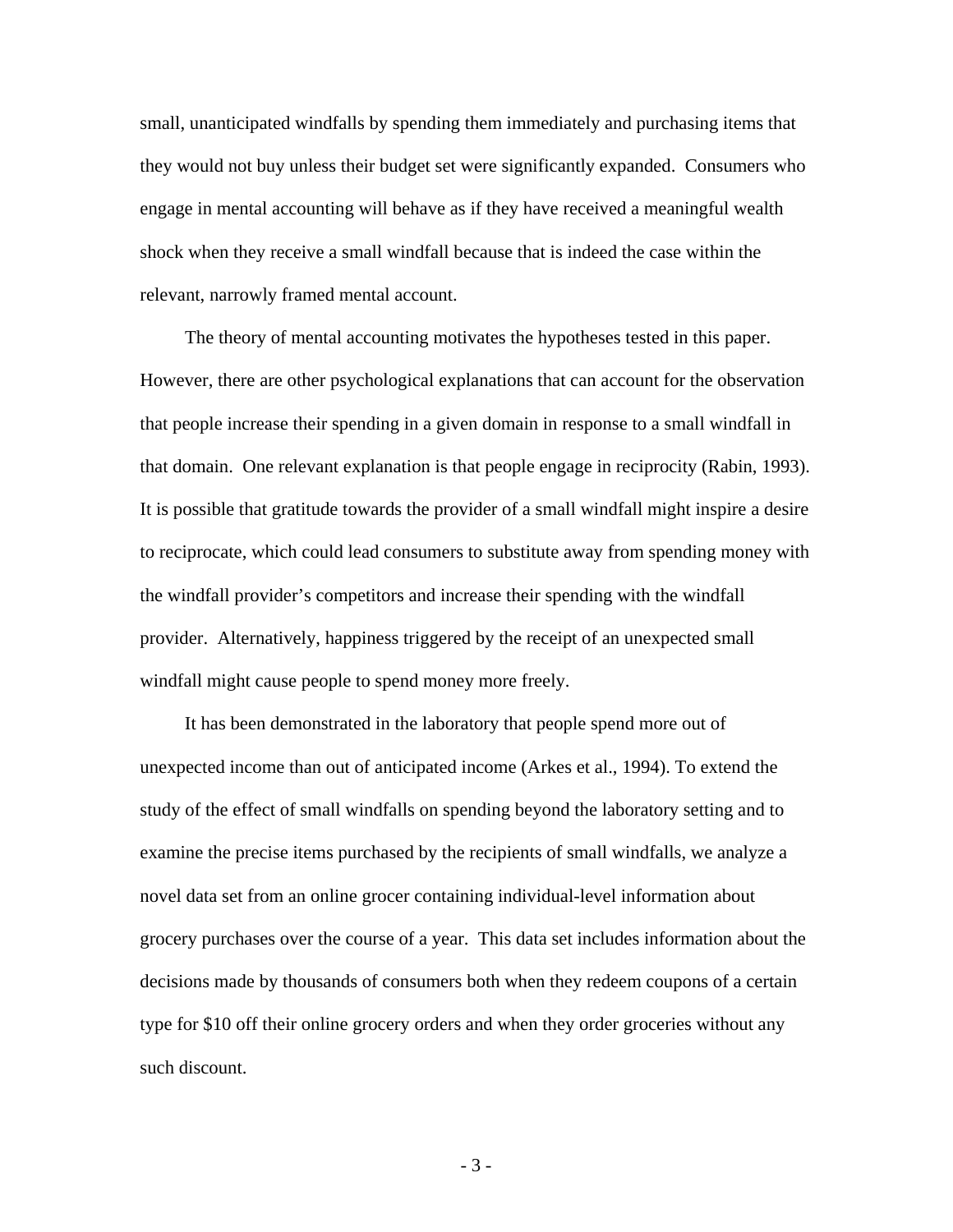small, unanticipated windfalls by spending them immediately and purchasing items that they would not buy unless their budget set were significantly expanded. Consumers who engage in mental accounting will behave as if they have received a meaningful wealth shock when they receive a small windfall because that is indeed the case within the relevant, narrowly framed mental account.

The theory of mental accounting motivates the hypotheses tested in this paper. However, there are other psychological explanations that can account for the observation that people increase their spending in a given domain in response to a small windfall in that domain. One relevant explanation is that people engage in reciprocity (Rabin, 1993). It is possible that gratitude towards the provider of a small windfall might inspire a desire to reciprocate, which could lead consumers to substitute away from spending money with the windfall provider's competitors and increase their spending with the windfall provider. Alternatively, happiness triggered by the receipt of an unexpected small windfall might cause people to spend money more freely.

It has been demonstrated in the laboratory that people spend more out of unexpected income than out of anticipated income (Arkes et al., 1994). To extend the study of the effect of small windfalls on spending beyond the laboratory setting and to examine the precise items purchased by the recipients of small windfalls, we analyze a novel data set from an online grocer containing individual-level information about grocery purchases over the course of a year. This data set includes information about the decisions made by thousands of consumers both when they redeem coupons of a certain type for $10 off their online grocery orders and when they order groceries without any such discount.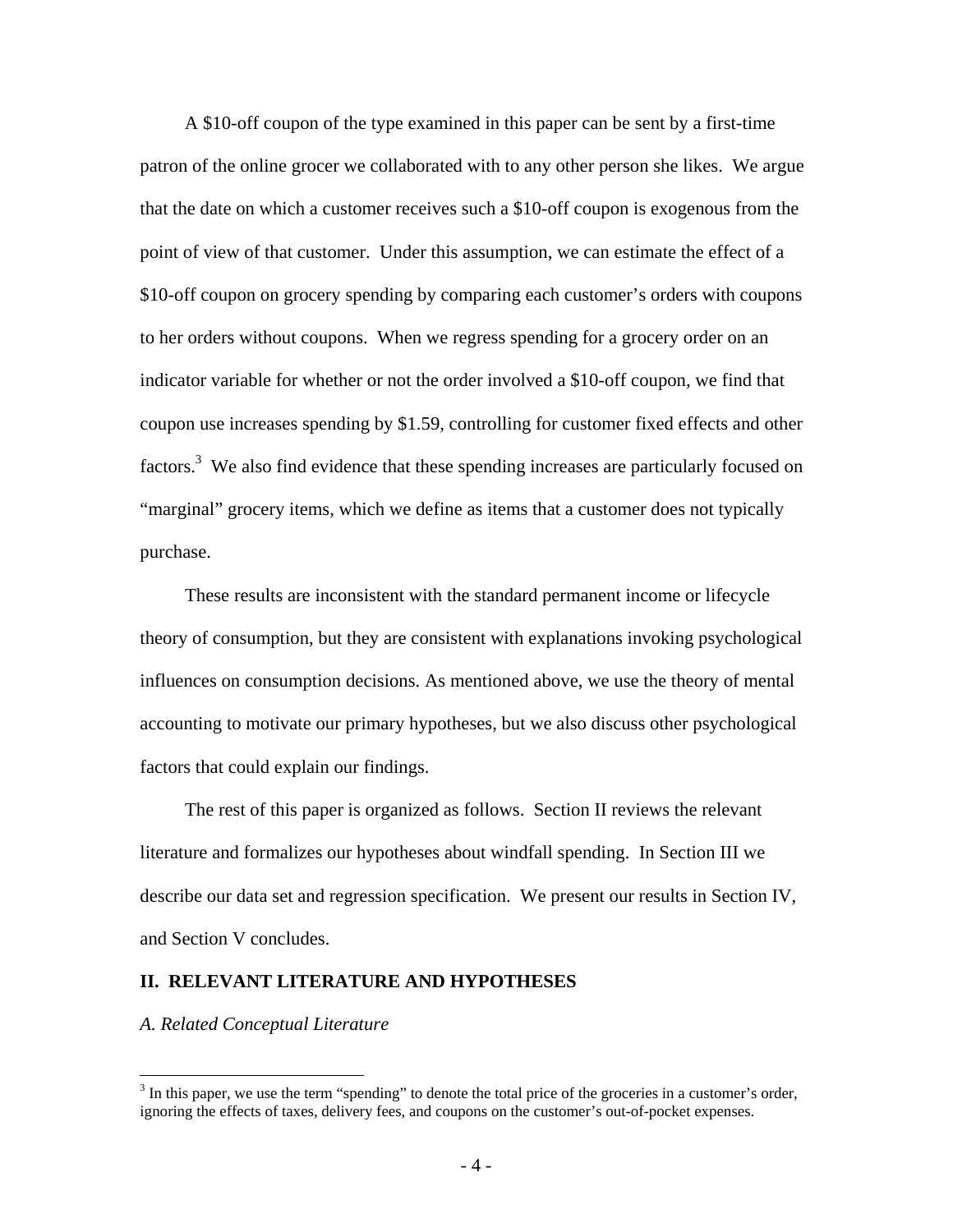A $10-off coupon of the type examined in this paper can be sent by a first-time patron of the online grocer we collaborated with to any other person she likes. We argue that the date on which a customer receives such a $10-off coupon is exogenous from the point of view of that customer. Under this assumption, we can estimate the effect of a $10-off coupon on grocery spending by comparing each customer's orders with coupons to her orders without coupons. When we regress spending for a grocery order on an indicator variable for whether or not the order involved a $10-off coupon, we find that coupon use increases spending by $1.59, controlling for customer fixed effects and other factors.[3] We also find evidence that these spending increases are particularly focused on "marginal" grocery items, which we define as items that a customer does not typically purchase.

These results are inconsistent with the standard permanent income or lifecycle theory of consumption, but they are consistent with explanations invoking psychological influences on consumption decisions. As mentioned above, we use the theory of mental accounting to motivate our primary hypotheses, but we also discuss other psychological factors that could explain our findings.

The rest of this paper is organized as follows. Section II reviews the relevant literature and formalizes our hypotheses about windfall spending. In Section III we describe our data set and regression specification. We present our results in Section IV, and Section V concludes.

## II. RELEVANT LITERATURE AND HYPOTHESES

### *A. Related Conceptual Literature*

[3] In this paper, we use the term "spending" to denote the total price of the groceries in a customer's order, ignoring the effects of taxes, delivery fees, and coupons on the customer's out-of-pocket expenses.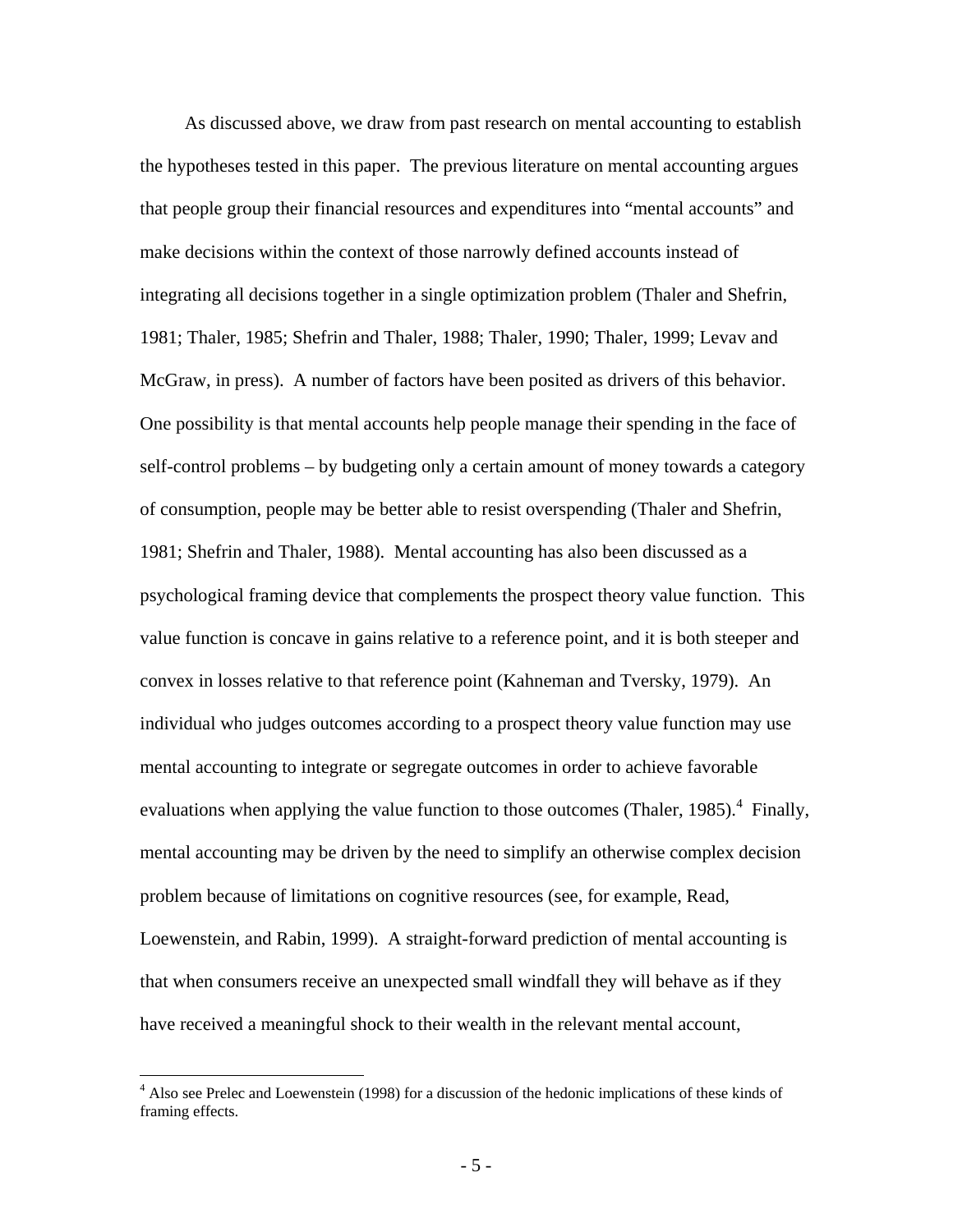As discussed above, we draw from past research on mental accounting to establish the hypotheses tested in this paper. The previous literature on mental accounting argues that people group their financial resources and expenditures into "mental accounts" and make decisions within the context of those narrowly defined accounts instead of integrating all decisions together in a single optimization problem (Thaler and Shefrin, 1981; Thaler, 1985; Shefrin and Thaler, 1988; Thaler, 1990; Thaler, 1999; Levav and McGraw, in press). A number of factors have been posited as drivers of this behavior. One possibility is that mental accounts help people manage their spending in the face of self-control problems – by budgeting only a certain amount of money towards a category of consumption, people may be better able to resist overspending (Thaler and Shefrin, 1981; Shefrin and Thaler, 1988). Mental accounting has also been discussed as a psychological framing device that complements the prospect theory value function. This value function is concave in gains relative to a reference point, and it is both steeper and convex in losses relative to that reference point (Kahneman and Tversky, 1979). An individual who judges outcomes according to a prospect theory value function may use mental accounting to integrate or segregate outcomes in order to achieve favorable evaluations when applying the value function to those outcomes (Thaler, 1985).[4] Finally, mental accounting may be driven by the need to simplify an otherwise complex decision problem because of limitations on cognitive resources (see, for example, Read, Loewenstein, and Rabin, 1999). A straight-forward prediction of mental accounting is that when consumers receive an unexpected small windfall they will behave as if they have received a meaningful shock to their wealth in the relevant mental account,

[4] Also see Prelec and Loewenstein (1998) for a discussion of the hedonic implications of these kinds of framing effects.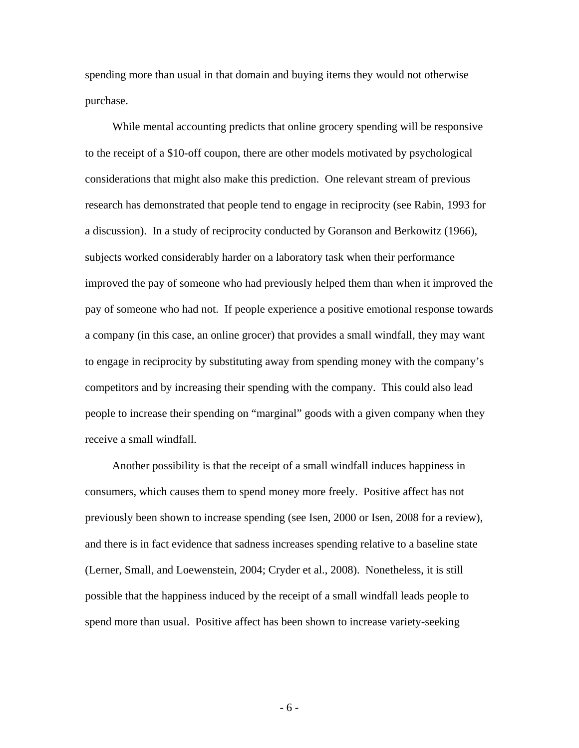spending more than usual in that domain and buying items they would not otherwise purchase.

While mental accounting predicts that online grocery spending will be responsive to the receipt of a $10-off coupon, there are other models motivated by psychological considerations that might also make this prediction. One relevant stream of previous research has demonstrated that people tend to engage in reciprocity (see Rabin, 1993 for a discussion). In a study of reciprocity conducted by Goranson and Berkowitz (1966), subjects worked considerably harder on a laboratory task when their performance improved the pay of someone who had previously helped them than when it improved the pay of someone who had not. If people experience a positive emotional response towards a company (in this case, an online grocer) that provides a small windfall, they may want to engage in reciprocity by substituting away from spending money with the company's competitors and by increasing their spending with the company. This could also lead people to increase their spending on "marginal" goods with a given company when they receive a small windfall.

Another possibility is that the receipt of a small windfall induces happiness in consumers, which causes them to spend money more freely. Positive affect has not previously been shown to increase spending (see Isen, 2000 or Isen, 2008 for a review), and there is in fact evidence that sadness increases spending relative to a baseline state (Lerner, Small, and Loewenstein, 2004; Cryder et al., 2008). Nonetheless, it is still possible that the happiness induced by the receipt of a small windfall leads people to spend more than usual. Positive affect has been shown to increase variety-seeking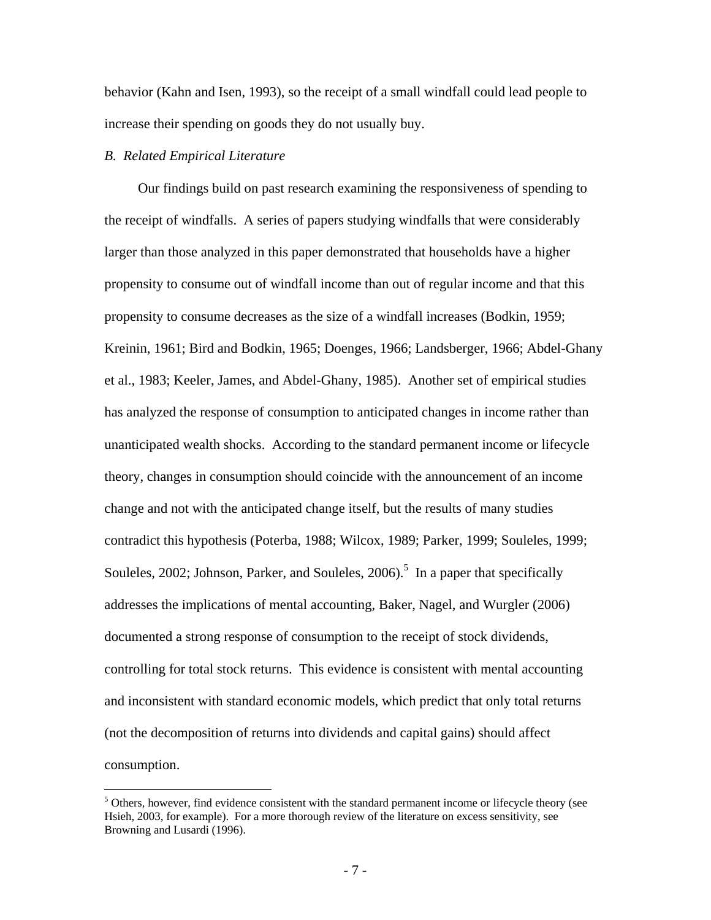behavior (Kahn and Isen, 1993), so the receipt of a small windfall could lead people to increase their spending on goods they do not usually buy.

### *B. Related Empirical Literature*

Our findings build on past research examining the responsiveness of spending to the receipt of windfalls. A series of papers studying windfalls that were considerably larger than those analyzed in this paper demonstrated that households have a higher propensity to consume out of windfall income than out of regular income and that this propensity to consume decreases as the size of a windfall increases (Bodkin, 1959; Kreinin, 1961; Bird and Bodkin, 1965; Doenges, 1966; Landsberger, 1966; Abdel-Ghany et al., 1983; Keeler, James, and Abdel-Ghany, 1985). Another set of empirical studies has analyzed the response of consumption to anticipated changes in income rather than unanticipated wealth shocks. According to the standard permanent income or lifecycle theory, changes in consumption should coincide with the announcement of an income change and not with the anticipated change itself, but the results of many studies contradict this hypothesis (Poterba, 1988; Wilcox, 1989; Parker, 1999; Souleles, 1999; Souleles, 2002; Johnson, Parker, and Souleles, 2006).[5] In a paper that specifically addresses the implications of mental accounting, Baker, Nagel, and Wurgler (2006) documented a strong response of consumption to the receipt of stock dividends, controlling for total stock returns. This evidence is consistent with mental accounting and inconsistent with standard economic models, which predict that only total returns (not the decomposition of returns into dividends and capital gains) should affect consumption.

---

[5] Others, however, find evidence consistent with the standard permanent income or lifecycle theory (see Hsieh, 2003, for example). For a more thorough review of the literature on excess sensitivity, see Browning and Lusardi (1996).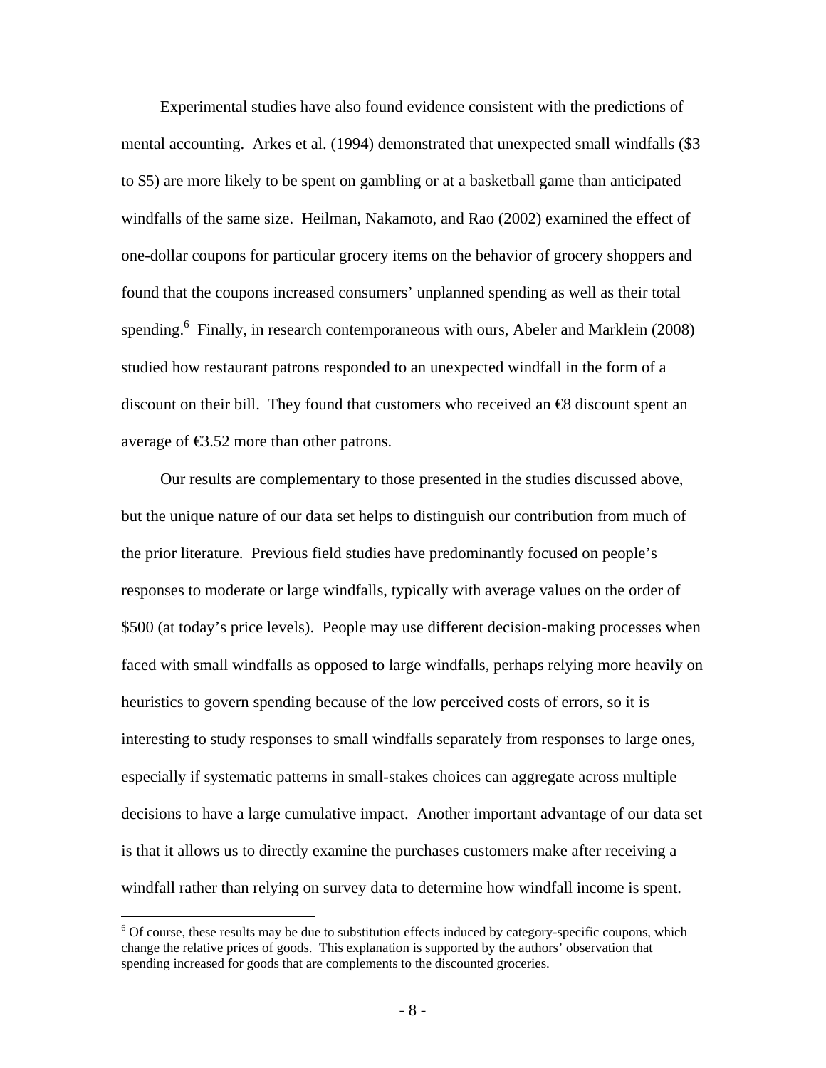Experimental studies have also found evidence consistent with the predictions of mental accounting. Arkes et al. (1994) demonstrated that unexpected small windfalls ($3 to $5) are more likely to be spent on gambling or at a basketball game than anticipated windfalls of the same size. Heilman, Nakamoto, and Rao (2002) examined the effect of one-dollar coupons for particular grocery items on the behavior of grocery shoppers and found that the coupons increased consumers' unplanned spending as well as their total spending.[6] Finally, in research contemporaneous with ours, Abeler and Marklein (2008) studied how restaurant patrons responded to an unexpected windfall in the form of a discount on their bill. They found that customers who received an €8 discount spent an average of €3.52 more than other patrons.

Our results are complementary to those presented in the studies discussed above, but the unique nature of our data set helps to distinguish our contribution from much of the prior literature. Previous field studies have predominantly focused on people's responses to moderate or large windfalls, typically with average values on the order of $500 (at today's price levels). People may use different decision-making processes when faced with small windfalls as opposed to large windfalls, perhaps relying more heavily on heuristics to govern spending because of the low perceived costs of errors, so it is interesting to study responses to small windfalls separately from responses to large ones, especially if systematic patterns in small-stakes choices can aggregate across multiple decisions to have a large cumulative impact. Another important advantage of our data set is that it allows us to directly examine the purchases customers make after receiving a windfall rather than relying on survey data to determine how windfall income is spent.

[6] Of course, these results may be due to substitution effects induced by category-specific coupons, which change the relative prices of goods. This explanation is supported by the authors' observation that spending increased for goods that are complements to the discounted groceries.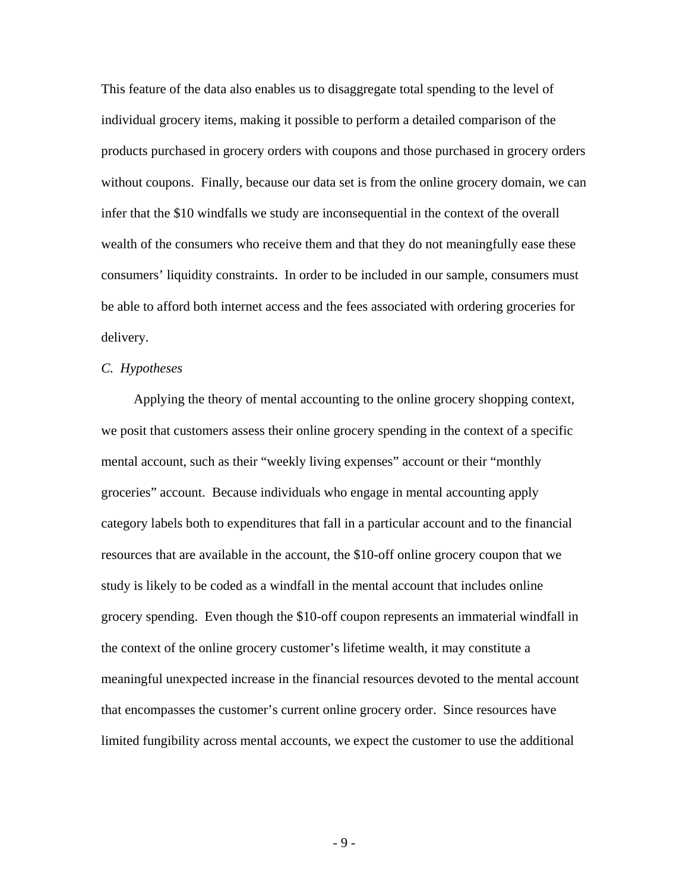This feature of the data also enables us to disaggregate total spending to the level of individual grocery items, making it possible to perform a detailed comparison of the products purchased in grocery orders with coupons and those purchased in grocery orders without coupons. Finally, because our data set is from the online grocery domain, we can infer that the $10 windfalls we study are inconsequential in the context of the overall wealth of the consumers who receive them and that they do not meaningfully ease these consumers' liquidity constraints. In order to be included in our sample, consumers must be able to afford both internet access and the fees associated with ordering groceries for delivery.

*C. Hypotheses*

Applying the theory of mental accounting to the online grocery shopping context, we posit that customers assess their online grocery spending in the context of a specific mental account, such as their "weekly living expenses" account or their "monthly groceries" account. Because individuals who engage in mental accounting apply category labels both to expenditures that fall in a particular account and to the financial resources that are available in the account, the $10-off online grocery coupon that we study is likely to be coded as a windfall in the mental account that includes online grocery spending. Even though the $10-off coupon represents an immaterial windfall in the context of the online grocery customer's lifetime wealth, it may constitute a meaningful unexpected increase in the financial resources devoted to the mental account that encompasses the customer's current online grocery order. Since resources have limited fungibility across mental accounts, we expect the customer to use the additional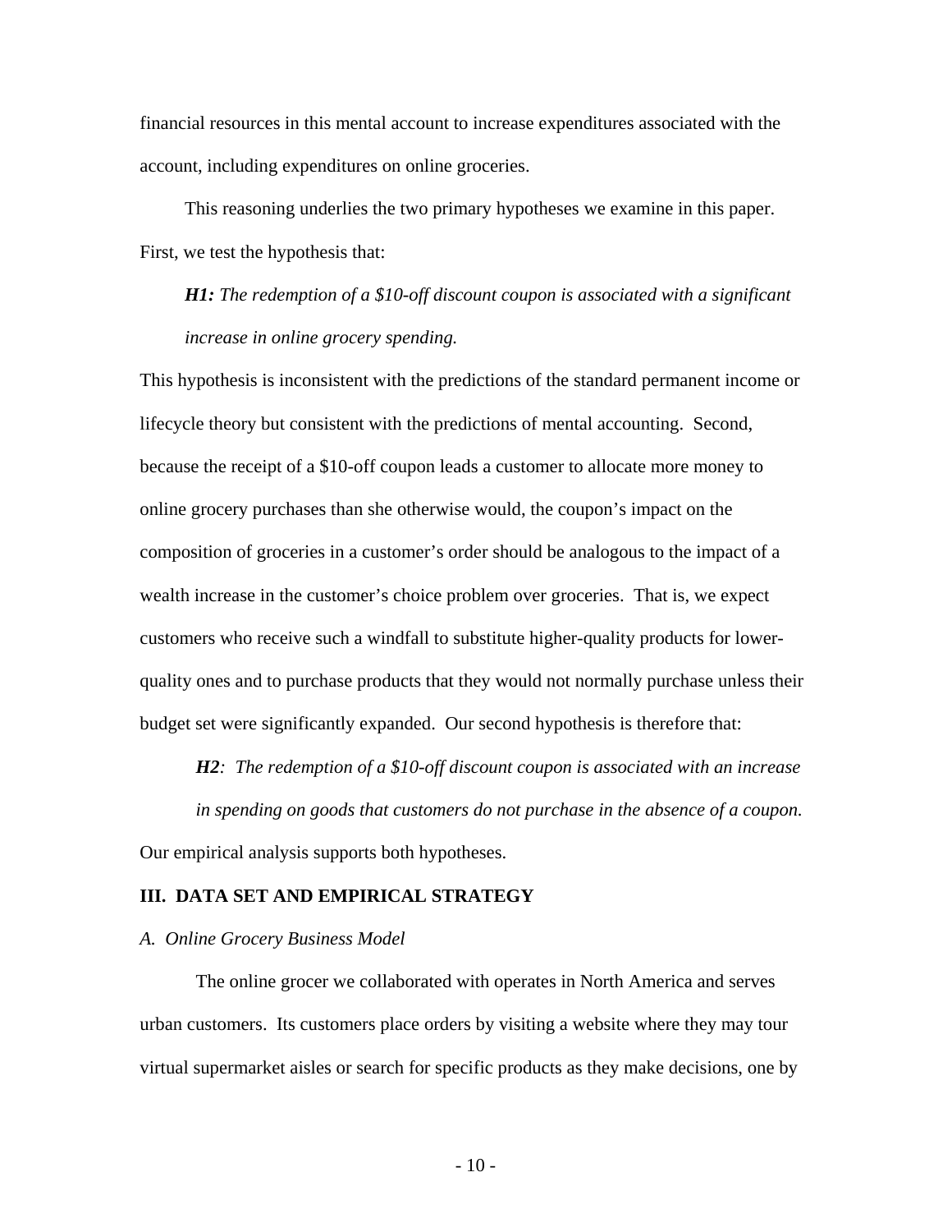financial resources in this mental account to increase expenditures associated with the account, including expenditures on online groceries.

This reasoning underlies the two primary hypotheses we examine in this paper. First, we test the hypothesis that:

> ***H1:*** *The redemption of a $10-off discount coupon is associated with a significant increase in online grocery spending.*

This hypothesis is inconsistent with the predictions of the standard permanent income or lifecycle theory but consistent with the predictions of mental accounting. Second, because the receipt of a $10-off coupon leads a customer to allocate more money to online grocery purchases than she otherwise would, the coupon's impact on the composition of groceries in a customer's order should be analogous to the impact of a wealth increase in the customer's choice problem over groceries. That is, we expect customers who receive such a windfall to substitute higher-quality products for lower-quality ones and to purchase products that they would not normally purchase unless their budget set were significantly expanded. Our second hypothesis is therefore that:

> ***H2****: The redemption of a $10-off discount coupon is associated with an increase in spending on goods that customers do not purchase in the absence of a coupon.*

Our empirical analysis supports both hypotheses.

## III. DATA SET AND EMPIRICAL STRATEGY

### *A. Online Grocery Business Model*

The online grocer we collaborated with operates in North America and serves urban customers. Its customers place orders by visiting a website where they may tour virtual supermarket aisles or search for specific products as they make decisions, one by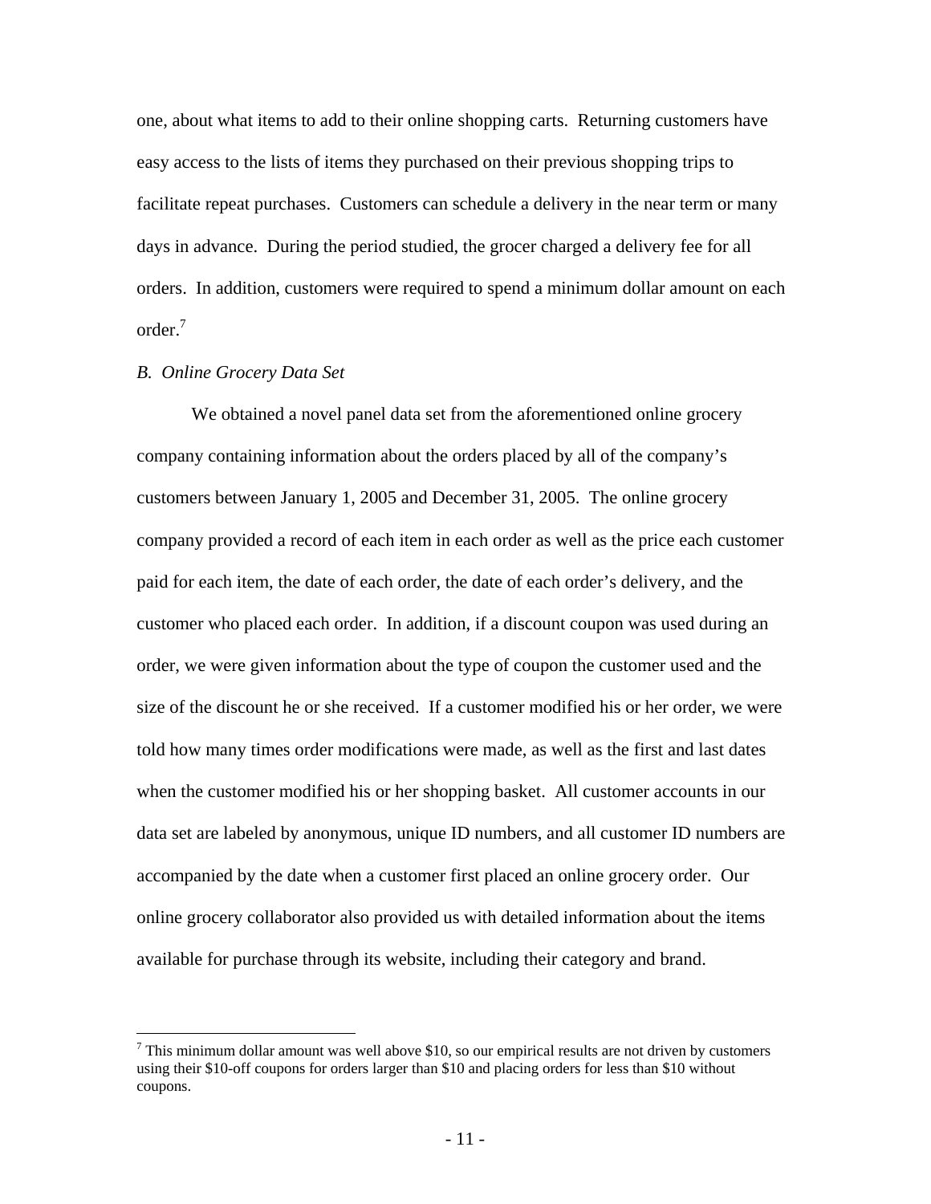one, about what items to add to their online shopping carts. Returning customers have easy access to the lists of items they purchased on their previous shopping trips to facilitate repeat purchases. Customers can schedule a delivery in the near term or many days in advance. During the period studied, the grocer charged a delivery fee for all orders. In addition, customers were required to spend a minimum dollar amount on each order.[7]

*B. Online Grocery Data Set*

We obtained a novel panel data set from the aforementioned online grocery company containing information about the orders placed by all of the company's customers between January 1, 2005 and December 31, 2005. The online grocery company provided a record of each item in each order as well as the price each customer paid for each item, the date of each order, the date of each order's delivery, and the customer who placed each order. In addition, if a discount coupon was used during an order, we were given information about the type of coupon the customer used and the size of the discount he or she received. If a customer modified his or her order, we were told how many times order modifications were made, as well as the first and last dates when the customer modified his or her shopping basket. All customer accounts in our data set are labeled by anonymous, unique ID numbers, and all customer ID numbers are accompanied by the date when a customer first placed an online grocery order. Our online grocery collaborator also provided us with detailed information about the items available for purchase through its website, including their category and brand.

[7] This minimum dollar amount was well above $10, so our empirical results are not driven by customers using their $10-off coupons for orders larger than $10 and placing orders for less than $10 without coupons.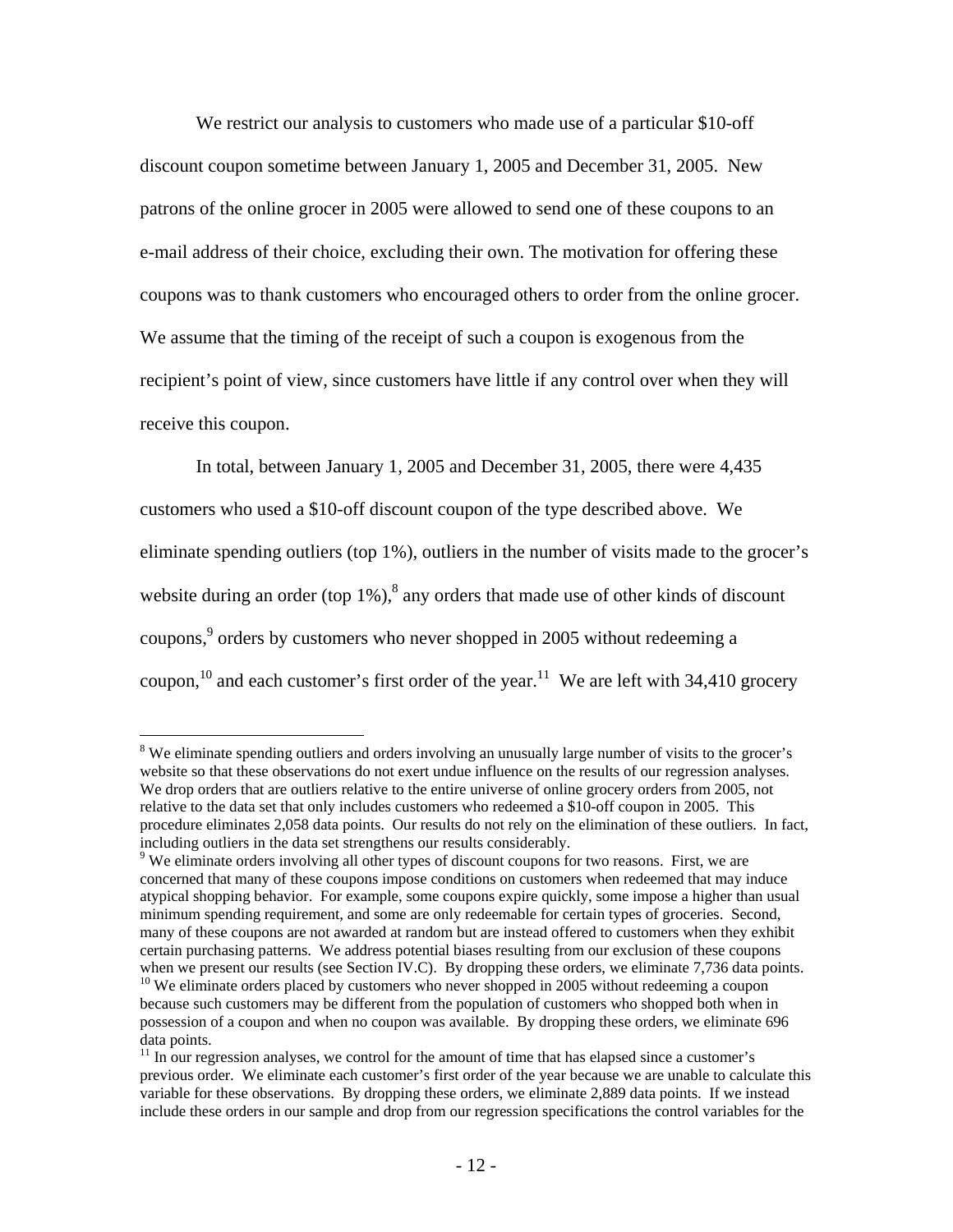We restrict our analysis to customers who made use of a particular $10-off discount coupon sometime between January 1, 2005 and December 31, 2005. New patrons of the online grocer in 2005 were allowed to send one of these coupons to an e-mail address of their choice, excluding their own. The motivation for offering these coupons was to thank customers who encouraged others to order from the online grocer. We assume that the timing of the receipt of such a coupon is exogenous from the recipient's point of view, since customers have little if any control over when they will receive this coupon.

In total, between January 1, 2005 and December 31, 2005, there were 4,435 customers who used a $10-off discount coupon of the type described above. We eliminate spending outliers (top 1%), outliers in the number of visits made to the grocer's website during an order (top 1%),[8] any orders that made use of other kinds of discount coupons,[9] orders by customers who never shopped in 2005 without redeeming a coupon,[10] and each customer's first order of the year.[11] We are left with 34,410 grocery

---

[8] We eliminate spending outliers and orders involving an unusually large number of visits to the grocer's website so that these observations do not exert undue influence on the results of our regression analyses. We drop orders that are outliers relative to the entire universe of online grocery orders from 2005, not relative to the data set that only includes customers who redeemed a $10-off coupon in 2005. This procedure eliminates 2,058 data points. Our results do not rely on the elimination of these outliers. In fact, including outliers in the data set strengthens our results considerably.

[9] We eliminate orders involving all other types of discount coupons for two reasons. First, we are concerned that many of these coupons impose conditions on customers when redeemed that may induce atypical shopping behavior. For example, some coupons expire quickly, some impose a higher than usual minimum spending requirement, and some are only redeemable for certain types of groceries. Second, many of these coupons are not awarded at random but are instead offered to customers when they exhibit certain purchasing patterns. We address potential biases resulting from our exclusion of these coupons when we present our results (see Section IV.C). By dropping these orders, we eliminate 7,736 data points.

[10] We eliminate orders placed by customers who never shopped in 2005 without redeeming a coupon because such customers may be different from the population of customers who shopped both when in possession of a coupon and when no coupon was available. By dropping these orders, we eliminate 696 data points.

[11] In our regression analyses, we control for the amount of time that has elapsed since a customer's previous order. We eliminate each customer's first order of the year because we are unable to calculate this variable for these observations. By dropping these orders, we eliminate 2,889 data points. If we instead include these orders in our sample and drop from our regression specifications the control variables for the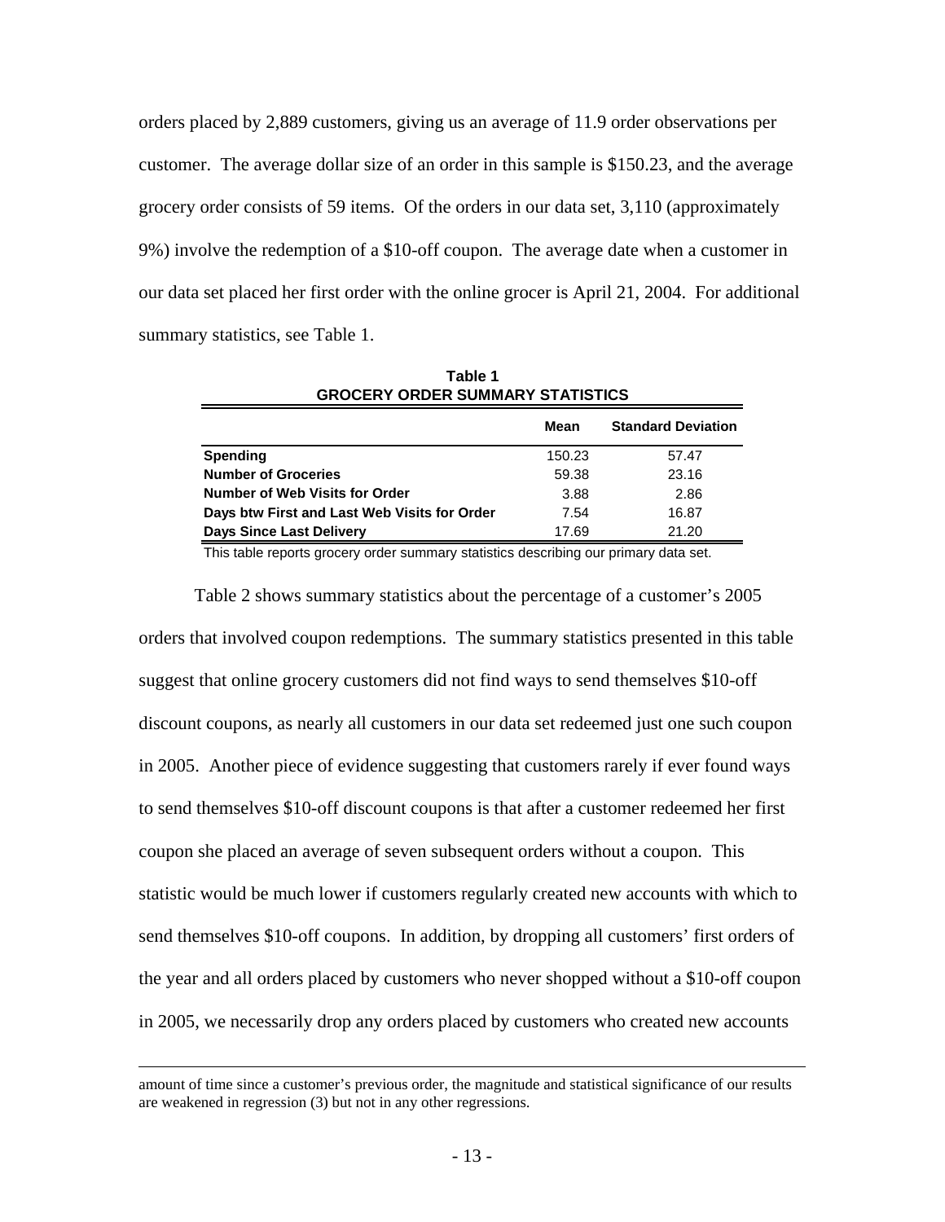orders placed by 2,889 customers, giving us an average of 11.9 order observations per customer. The average dollar size of an order in this sample is $150.23, and the average grocery order consists of 59 items. Of the orders in our data set, 3,110 (approximately 9%) involve the redemption of a $10-off coupon. The average date when a customer in our data set placed her first order with the online grocer is April 21, 2004. For additional summary statistics, see Table 1.

**Table 1**
**GROCERY ORDER SUMMARY STATISTICS**

| | Mean | Standard Deviation |
|---|---|---|
| **Spending** | 150.23 | 57.47 |
| **Number of Groceries** | 59.38 | 23.16 |
| **Number of Web Visits for Order** | 3.88 | 2.86 |
| **Days btw First and Last Web Visits for Order** | 7.54 | 16.87 |
| **Days Since Last Delivery** | 17.69 | 21.20 |

This table reports grocery order summary statistics describing our primary data set.

Table 2 shows summary statistics about the percentage of a customer's 2005 orders that involved coupon redemptions. The summary statistics presented in this table suggest that online grocery customers did not find ways to send themselves $10-off discount coupons, as nearly all customers in our data set redeemed just one such coupon in 2005. Another piece of evidence suggesting that customers rarely if ever found ways to send themselves $10-off discount coupons is that after a customer redeemed her first coupon she placed an average of seven subsequent orders without a coupon. This statistic would be much lower if customers regularly created new accounts with which to send themselves $10-off coupons. In addition, by dropping all customers' first orders of the year and all orders placed by customers who never shopped without a $10-off coupon in 2005, we necessarily drop any orders placed by customers who created new accounts

amount of time since a customer's previous order, the magnitude and statistical significance of our results are weakened in regression (3) but not in any other regressions.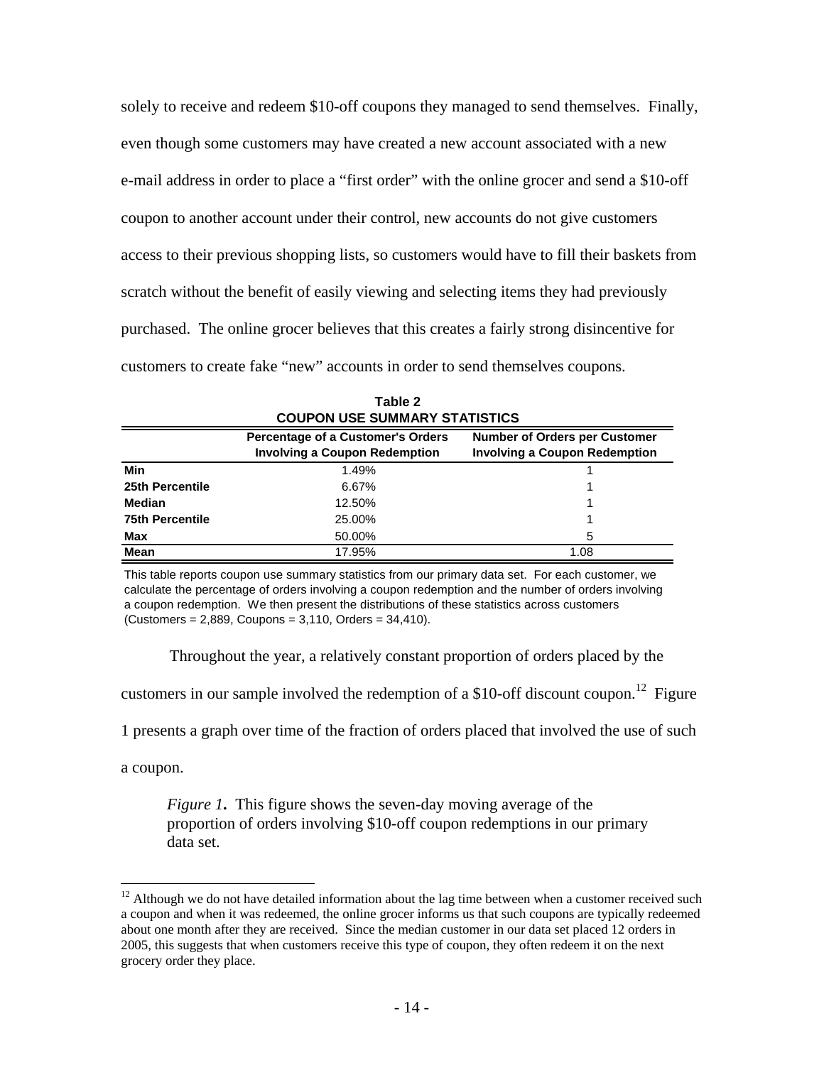solely to receive and redeem $10-off coupons they managed to send themselves. Finally, even though some customers may have created a new account associated with a new e-mail address in order to place a "first order" with the online grocer and send a $10-off coupon to another account under their control, new accounts do not give customers access to their previous shopping lists, so customers would have to fill their baskets from scratch without the benefit of easily viewing and selecting items they had previously purchased. The online grocer believes that this creates a fairly strong disincentive for customers to create fake "new" accounts in order to send themselves coupons.

**Table 2**
**COUPON USE SUMMARY STATISTICS**

| | Percentage of a Customer's Orders Involving a Coupon Redemption | Number of Orders per Customer Involving a Coupon Redemption |
|---|---|---|
| **Min** | 1.49% | 1 |
| **25th Percentile** | 6.67% | 1 |
| **Median** | 12.50% | 1 |
| **75th Percentile** | 25.00% | 1 |
| **Max** | 50.00% | 5 |
| **Mean** | 17.95% | 1.08 |

This table reports coupon use summary statistics from our primary data set. For each customer, we calculate the percentage of orders involving a coupon redemption and the number of orders involving a coupon redemption. We then present the distributions of these statistics across customers (Customers = 2,889, Coupons = 3,110, Orders = 34,410).

Throughout the year, a relatively constant proportion of orders placed by the customers in our sample involved the redemption of a $10-off discount coupon.[12] Figure 1 presents a graph over time of the fraction of orders placed that involved the use of such a coupon.

*Figure 1***.** This figure shows the seven-day moving average of the proportion of orders involving $10-off coupon redemptions in our primary data set.

[12] Although we do not have detailed information about the lag time between when a customer received such a coupon and when it was redeemed, the online grocer informs us that such coupons are typically redeemed about one month after they are received. Since the median customer in our data set placed 12 orders in 2005, this suggests that when customers receive this type of coupon, they often redeem it on the next grocery order they place.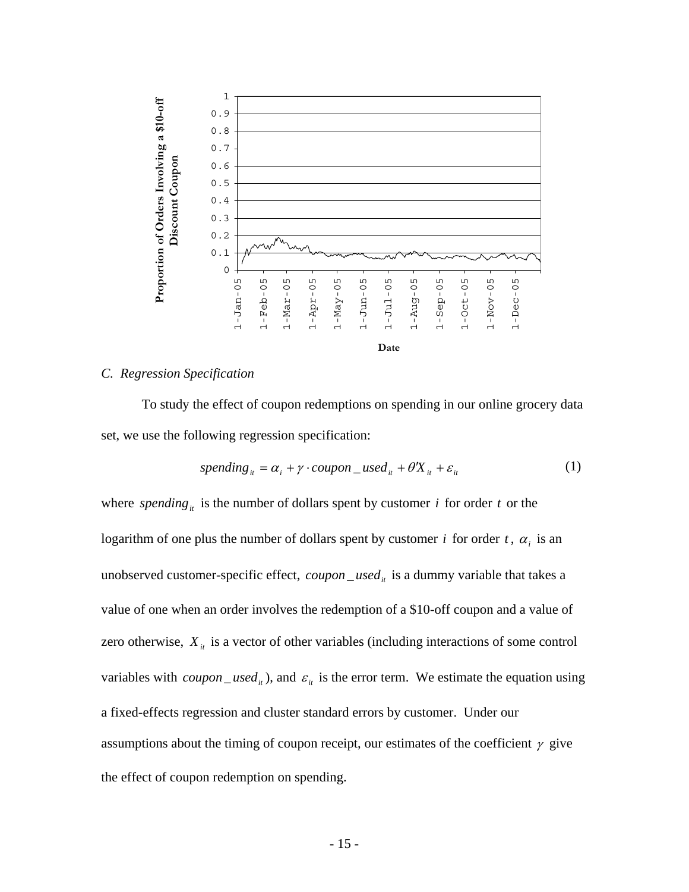### C. Regression Specification

To study the effect of coupon redemptions on spending in our online grocery data set, we use the following regression specification:

$$spending_{it} = \alpha_i + \gamma \cdot coupon\_used_{it} + \theta' X_{it} + \varepsilon_{it} \tag{1}$$

where $spending_{it}$ is the number of dollars spent by customer $i$ for order $t$ or the logarithm of one plus the number of dollars spent by customer $i$ for order $t$, $\alpha_i$ is an unobserved customer-specific effect, $coupon\_used_{it}$ is a dummy variable that takes a value of one when an order involves the redemption of a $10-off coupon and a value of zero otherwise, $X_{it}$ is a vector of other variables (including interactions of some control variables with $coupon\_used_{it}$), and $\varepsilon_{it}$ is the error term. We estimate the equation using a fixed-effects regression and cluster standard errors by customer. Under our assumptions about the timing of coupon receipt, our estimates of the coefficient $\gamma$ give the effect of coupon redemption on spending.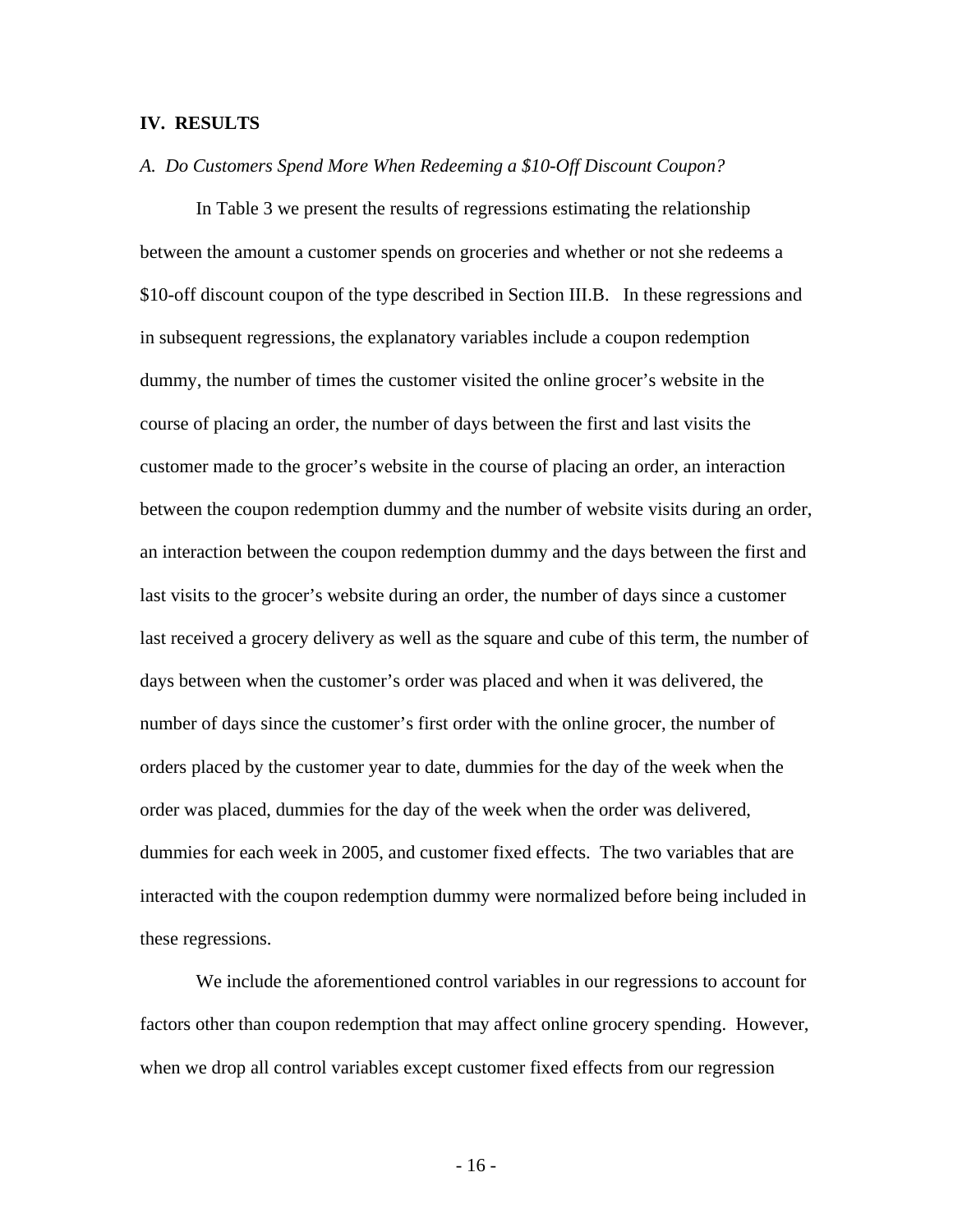## IV. RESULTS

### *A. Do Customers Spend More When Redeeming a $10-Off Discount Coupon?*

In Table 3 we present the results of regressions estimating the relationship between the amount a customer spends on groceries and whether or not she redeems a $10-off discount coupon of the type described in Section III.B. In these regressions and in subsequent regressions, the explanatory variables include a coupon redemption dummy, the number of times the customer visited the online grocer's website in the course of placing an order, the number of days between the first and last visits the customer made to the grocer's website in the course of placing an order, an interaction between the coupon redemption dummy and the number of website visits during an order, an interaction between the coupon redemption dummy and the days between the first and last visits to the grocer's website during an order, the number of days since a customer last received a grocery delivery as well as the square and cube of this term, the number of days between when the customer's order was placed and when it was delivered, the number of days since the customer's first order with the online grocer, the number of orders placed by the customer year to date, dummies for the day of the week when the order was placed, dummies for the day of the week when the order was delivered, dummies for each week in 2005, and customer fixed effects. The two variables that are interacted with the coupon redemption dummy were normalized before being included in these regressions.

We include the aforementioned control variables in our regressions to account for factors other than coupon redemption that may affect online grocery spending. However, when we drop all control variables except customer fixed effects from our regression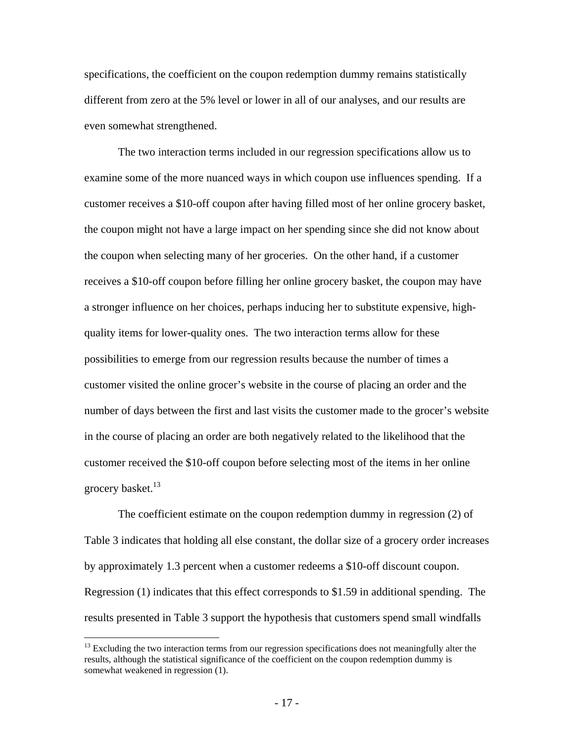specifications, the coefficient on the coupon redemption dummy remains statistically different from zero at the 5% level or lower in all of our analyses, and our results are even somewhat strengthened.

The two interaction terms included in our regression specifications allow us to examine some of the more nuanced ways in which coupon use influences spending. If a customer receives a $10-off coupon after having filled most of her online grocery basket, the coupon might not have a large impact on her spending since she did not know about the coupon when selecting many of her groceries. On the other hand, if a customer receives a $10-off coupon before filling her online grocery basket, the coupon may have a stronger influence on her choices, perhaps inducing her to substitute expensive, high-quality items for lower-quality ones. The two interaction terms allow for these possibilities to emerge from our regression results because the number of times a customer visited the online grocer's website in the course of placing an order and the number of days between the first and last visits the customer made to the grocer's website in the course of placing an order are both negatively related to the likelihood that the customer received the $10-off coupon before selecting most of the items in her online grocery basket.[13]

The coefficient estimate on the coupon redemption dummy in regression (2) of Table 3 indicates that holding all else constant, the dollar size of a grocery order increases by approximately 1.3 percent when a customer redeems a $10-off discount coupon. Regression (1) indicates that this effect corresponds to $1.59 in additional spending. The results presented in Table 3 support the hypothesis that customers spend small windfalls

---

[13] Excluding the two interaction terms from our regression specifications does not meaningfully alter the results, although the statistical significance of the coefficient on the coupon redemption dummy is somewhat weakened in regression (1).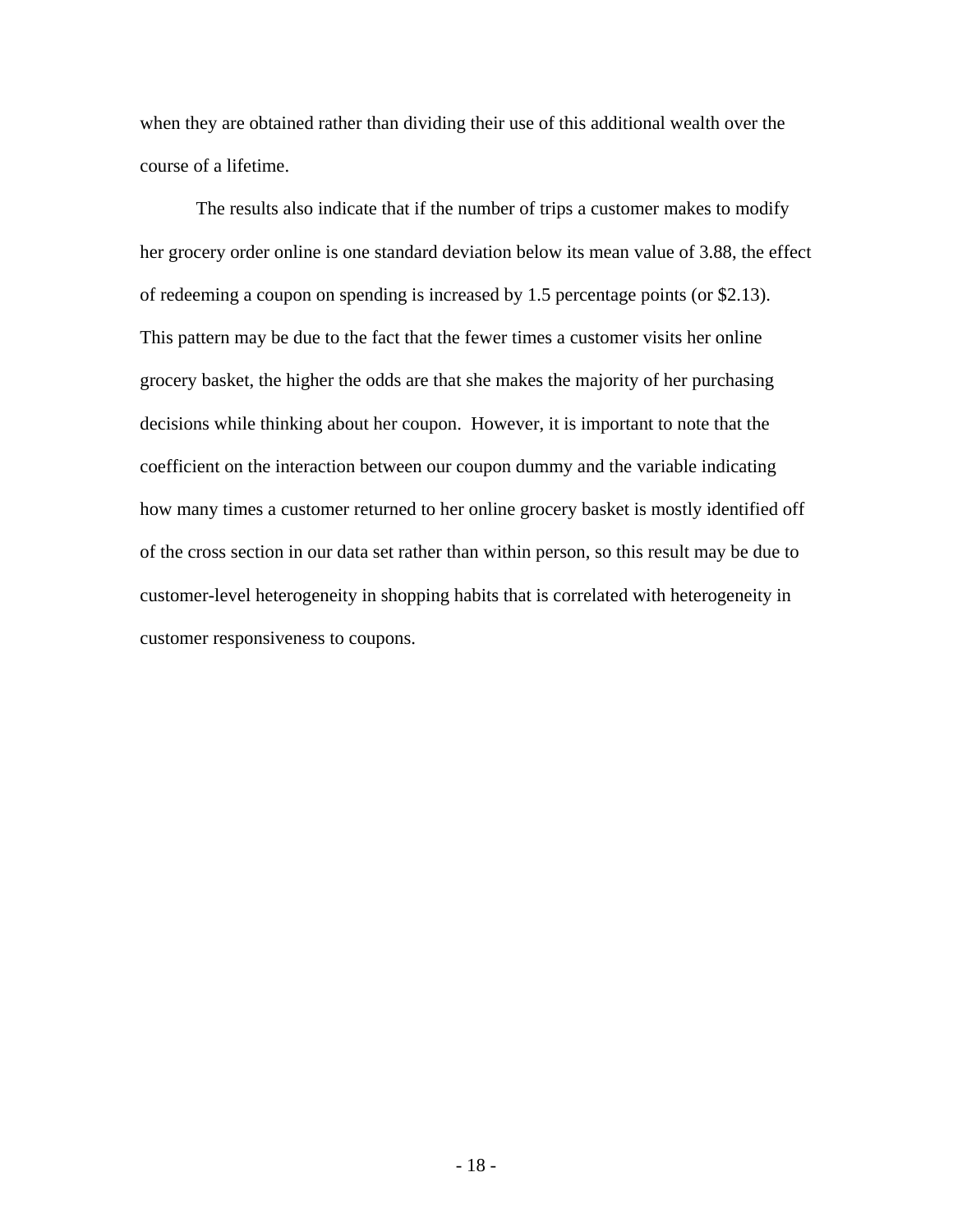when they are obtained rather than dividing their use of this additional wealth over the course of a lifetime.

The results also indicate that if the number of trips a customer makes to modify her grocery order online is one standard deviation below its mean value of 3.88, the effect of redeeming a coupon on spending is increased by 1.5 percentage points (or $2.13). This pattern may be due to the fact that the fewer times a customer visits her online grocery basket, the higher the odds are that she makes the majority of her purchasing decisions while thinking about her coupon. However, it is important to note that the coefficient on the interaction between our coupon dummy and the variable indicating how many times a customer returned to her online grocery basket is mostly identified off of the cross section in our data set rather than within person, so this result may be due to customer-level heterogeneity in shopping habits that is correlated with heterogeneity in customer responsiveness to coupons.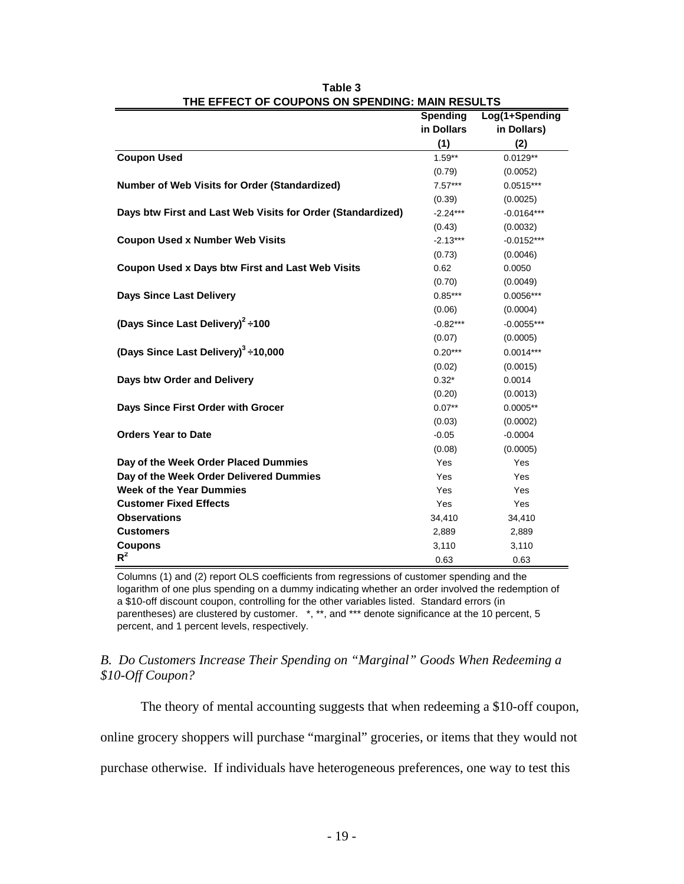**Table 3**
**THE EFFECT OF COUPONS ON SPENDING: MAIN RESULTS**

| | Spending in Dollars (1) | Log(1+Spending in Dollars) (2) |
|---|---|---|
| **Coupon Used** | 1.59** | 0.0129** |
| | (0.79) | (0.0052) |
| **Number of Web Visits for Order (Standardized)** | 7.57*** | 0.0515*** |
| | (0.39) | (0.0025) |
| **Days btw First and Last Web Visits for Order (Standardized)** | -2.24*** | -0.0164*** |
| | (0.43) | (0.0032) |
| **Coupon Used x Number Web Visits** | -2.13*** | -0.0152*** |
| | (0.73) | (0.0046) |
| **Coupon Used x Days btw First and Last Web Visits** | 0.62 | 0.0050 |
| | (0.70) | (0.0049) |
| **Days Since Last Delivery** | 0.85*** | 0.0056*** |
| | (0.06) | (0.0004) |
| **(Days Since Last Delivery)$^2$ ÷100** | -0.82*** | -0.0055*** |
| | (0.07) | (0.0005) |
| **(Days Since Last Delivery)$^3$ ÷10,000** | 0.20*** | 0.0014*** |
| | (0.02) | (0.0015) |
| **Days btw Order and Delivery** | 0.32* | 0.0014 |
| | (0.20) | (0.0013) |
| **Days Since First Order with Grocer** | 0.07** | 0.0005** |
| | (0.03) | (0.0002) |
| **Orders Year to Date** | -0.05 | -0.0004 |
| | (0.08) | (0.0005) |
| **Day of the Week Order Placed Dummies** | Yes | Yes |
| **Day of the Week Order Delivered Dummies** | Yes | Yes |
| **Week of the Year Dummies** | Yes | Yes |
| **Customer Fixed Effects** | Yes | Yes |
| **Observations** | 34,410 | 34,410 |
| **Customers** | 2,889 | 2,889 |
| **Coupons** | 3,110 | 3,110 |
| **$R^2$** | 0.63 | 0.63 |

Columns (1) and (2) report OLS coefficients from regressions of customer spending and the logarithm of one plus spending on a dummy indicating whether an order involved the redemption of a $10-off discount coupon, controlling for the other variables listed. Standard errors (in parentheses) are clustered by customer. *, **, and *** denote significance at the 10 percent, 5 percent, and 1 percent levels, respectively.

### *B. Do Customers Increase Their Spending on "Marginal" Goods When Redeeming a $10-Off Coupon?*

The theory of mental accounting suggests that when redeeming a $10-off coupon, online grocery shoppers will purchase "marginal" groceries, or items that they would not purchase otherwise. If individuals have heterogeneous preferences, one way to test this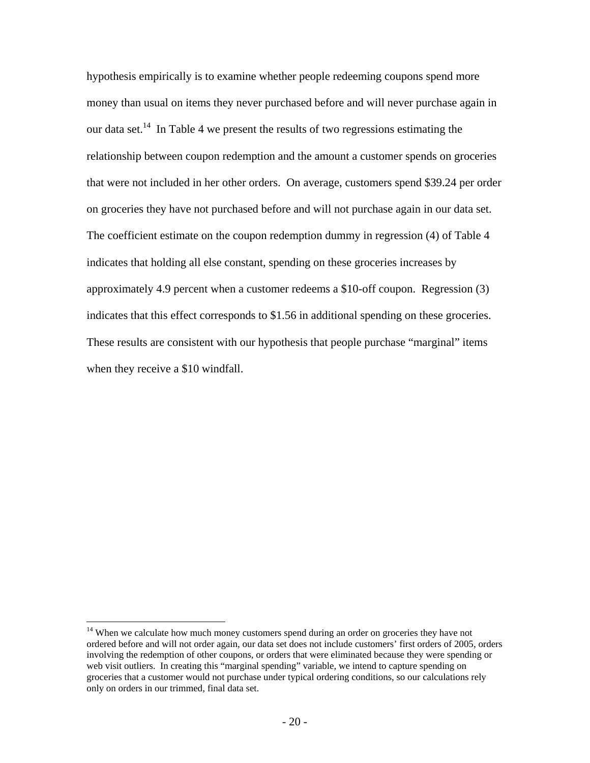hypothesis empirically is to examine whether people redeeming coupons spend more money than usual on items they never purchased before and will never purchase again in our data set.[14] In Table 4 we present the results of two regressions estimating the relationship between coupon redemption and the amount a customer spends on groceries that were not included in her other orders. On average, customers spend $39.24 per order on groceries they have not purchased before and will not purchase again in our data set. The coefficient estimate on the coupon redemption dummy in regression (4) of Table 4 indicates that holding all else constant, spending on these groceries increases by approximately 4.9 percent when a customer redeems a $10-off coupon. Regression (3) indicates that this effect corresponds to $1.56 in additional spending on these groceries. These results are consistent with our hypothesis that people purchase "marginal" items when they receive a $10 windfall.

---

[14] When we calculate how much money customers spend during an order on groceries they have not ordered before and will not order again, our data set does not include customers' first orders of 2005, orders involving the redemption of other coupons, or orders that were eliminated because they were spending or web visit outliers. In creating this "marginal spending" variable, we intend to capture spending on groceries that a customer would not purchase under typical ordering conditions, so our calculations rely only on orders in our trimmed, final data set.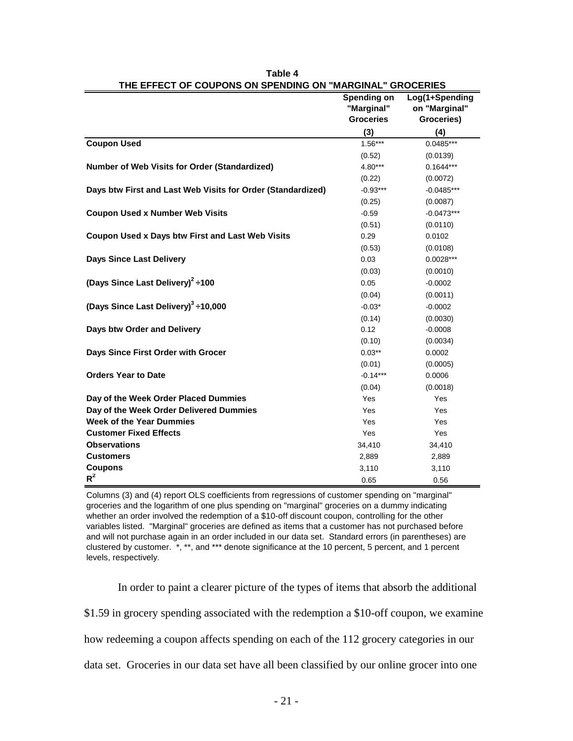**Table 4**
**THE EFFECT OF COUPONS ON SPENDING ON "MARGINAL" GROCERIES**

| | Spending on "Marginal" Groceries | Log(1+Spending on "Marginal" Groceries) |
|---|---|---|
| | (3) | (4) |
| **Coupon Used** | 1.56*** | 0.0485*** |
| | (0.52) | (0.0139) |
| **Number of Web Visits for Order (Standardized)** | 4.80*** | 0.1644*** |
| | (0.22) | (0.0072) |
| **Days btw First and Last Web Visits for Order (Standardized)** | -0.93*** | -0.0485*** |
| | (0.25) | (0.0087) |
| **Coupon Used x Number Web Visits** | -0.59 | -0.0473*** |
| | (0.51) | (0.0110) |
| **Coupon Used x Days btw First and Last Web Visits** | 0.29 | 0.0102 |
| | (0.53) | (0.0108) |
| **Days Since Last Delivery** | 0.03 | 0.0028*** |
| | (0.03) | (0.0010) |
| **(Days Since Last Delivery)$^2$ ÷100** | 0.05 | -0.0002 |
| | (0.04) | (0.0011) |
| **(Days Since Last Delivery)$^3$ ÷10,000** | -0.03* | -0.0002 |
| | (0.14) | (0.0030) |
| **Days btw Order and Delivery** | 0.12 | -0.0008 |
| | (0.10) | (0.0034) |
| **Days Since First Order with Grocer** | 0.03** | 0.0002 |
| | (0.01) | (0.0005) |
| **Orders Year to Date** | -0.14*** | 0.0006 |
| | (0.04) | (0.0018) |
| **Day of the Week Order Placed Dummies** | Yes | Yes |
| **Day of the Week Order Delivered Dummies** | Yes | Yes |
| **Week of the Year Dummies** | Yes | Yes |
| **Customer Fixed Effects** | Yes | Yes |
| **Observations** | 34,410 | 34,410 |
| **Customers** | 2,889 | 2,889 |
| **Coupons** | 3,110 | 3,110 |
| **$R^2$** | 0.65 | 0.56 |

Columns (3) and (4) report OLS coefficients from regressions of customer spending on "marginal" groceries and the logarithm of one plus spending on "marginal" groceries on a dummy indicating whether an order involved the redemption of a $10-off discount coupon, controlling for the other variables listed. "Marginal" groceries are defined as items that a customer has not purchased before and will not purchase again in an order included in our data set. Standard errors (in parentheses) are clustered by customer. *, **, and *** denote significance at the 10 percent, 5 percent, and 1 percent levels, respectively.

In order to paint a clearer picture of the types of items that absorb the additional $1.59 in grocery spending associated with the redemption a $10-off coupon, we examine how redeeming a coupon affects spending on each of the 112 grocery categories in our data set. Groceries in our data set have all been classified by our online grocer into one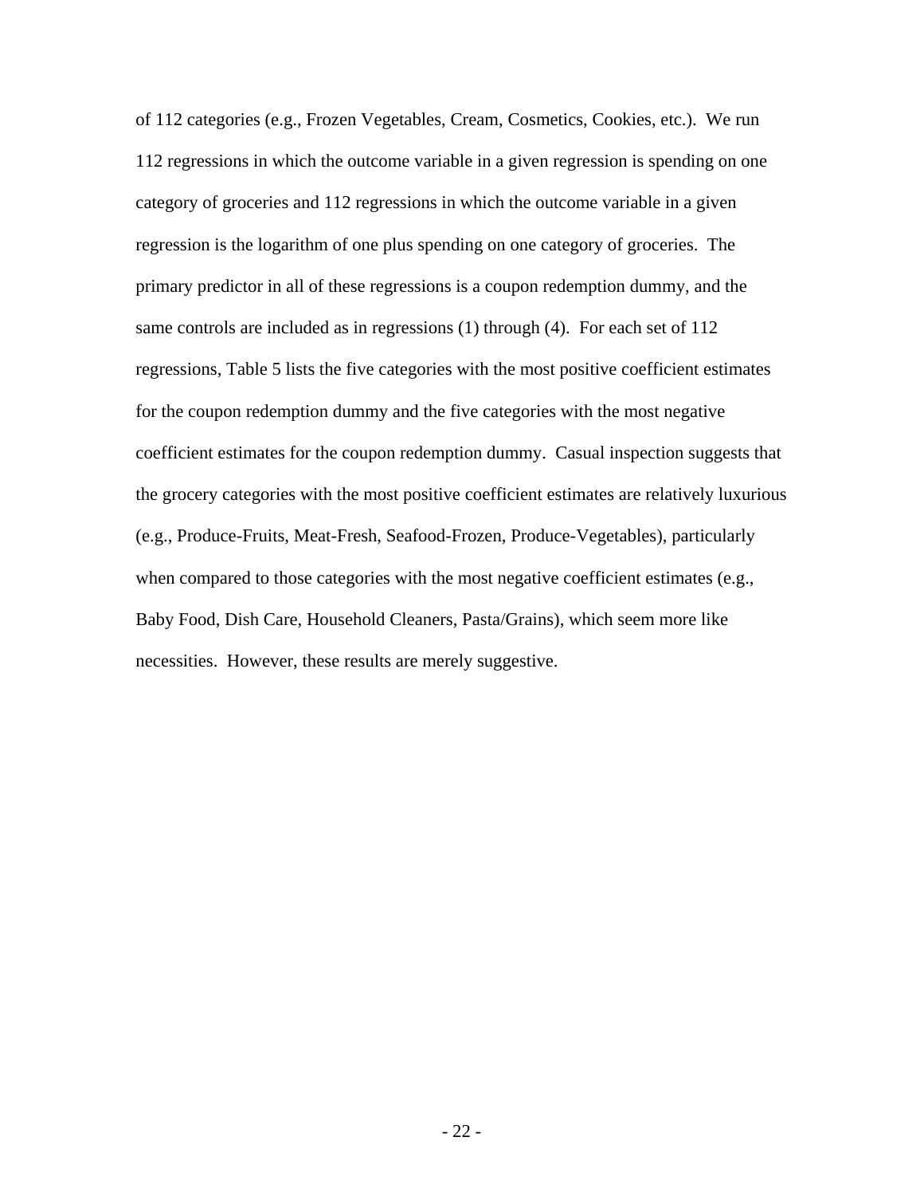of 112 categories (e.g., Frozen Vegetables, Cream, Cosmetics, Cookies, etc.). We run 112 regressions in which the outcome variable in a given regression is spending on one category of groceries and 112 regressions in which the outcome variable in a given regression is the logarithm of one plus spending on one category of groceries. The primary predictor in all of these regressions is a coupon redemption dummy, and the same controls are included as in regressions (1) through (4). For each set of 112 regressions, Table 5 lists the five categories with the most positive coefficient estimates for the coupon redemption dummy and the five categories with the most negative coefficient estimates for the coupon redemption dummy. Casual inspection suggests that the grocery categories with the most positive coefficient estimates are relatively luxurious (e.g., Produce-Fruits, Meat-Fresh, Seafood-Frozen, Produce-Vegetables), particularly when compared to those categories with the most negative coefficient estimates (e.g., Baby Food, Dish Care, Household Cleaners, Pasta/Grains), which seem more like necessities. However, these results are merely suggestive.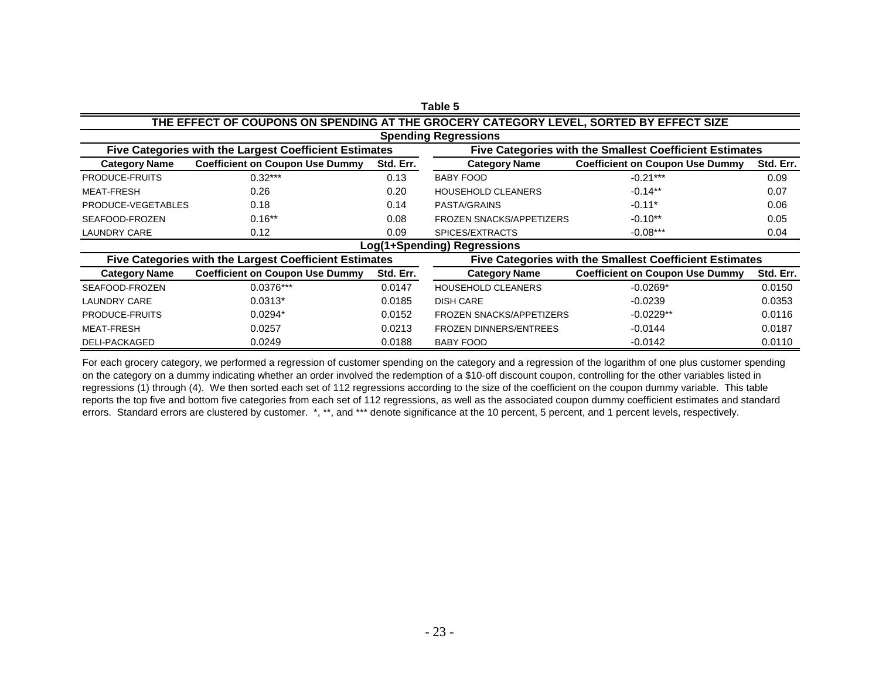**Table 5**

**THE EFFECT OF COUPONS ON SPENDING AT THE GROCERY CATEGORY LEVEL, SORTED BY EFFECT SIZE**

| Five Categories with the Largest Coefficient Estimates | | | Five Categories with the Smallest Coefficient Estimates | | |
|---|---|---|---|---|---|
| **Spending Regressions** | | | | | |
| **Category Name** | **Coefficient on Coupon Use Dummy** | **Std. Err.** | **Category Name** | **Coefficient on Coupon Use Dummy** | **Std. Err.** |
| PRODUCE-FRUITS | 0.32*** | 0.13 | BABY FOOD | -0.21*** | 0.09 |
| MEAT-FRESH | 0.26 | 0.20 | HOUSEHOLD CLEANERS | -0.14** | 0.07 |
| PRODUCE-VEGETABLES | 0.18 | 0.14 | PASTA/GRAINS | -0.11* | 0.06 |
| SEAFOOD-FROZEN | 0.16** | 0.08 | FROZEN SNACKS/APPETIZERS | -0.10** | 0.05 |
| LAUNDRY CARE | 0.12 | 0.09 | SPICES/EXTRACTS | -0.08*** | 0.04 |
| **Log(1+Spending) Regressions** | | | | | |
| **Category Name** | **Coefficient on Coupon Use Dummy** | **Std. Err.** | **Category Name** | **Coefficient on Coupon Use Dummy** | **Std. Err.** |
| SEAFOOD-FROZEN | 0.0376*** | 0.0147 | HOUSEHOLD CLEANERS | -0.0269* | 0.0150 |
| LAUNDRY CARE | 0.0313* | 0.0185 | DISH CARE | -0.0239 | 0.0353 |
| PRODUCE-FRUITS | 0.0294* | 0.0152 | FROZEN SNACKS/APPETIZERS | -0.0229** | 0.0116 |
| MEAT-FRESH | 0.0257 | 0.0213 | FROZEN DINNERS/ENTREES | -0.0144 | 0.0187 |
| DELI-PACKAGED | 0.0249 | 0.0188 | BABY FOOD | -0.0142 | 0.0110 |

For each grocery category, we performed a regression of customer spending on the category and a regression of the logarithm of one plus customer spending on the category on a dummy indicating whether an order involved the redemption of a $10-off discount coupon, controlling for the other variables listed in regressions (1) through (4). We then sorted each set of 112 regressions according to the size of the coefficient on the coupon dummy variable. This table reports the top five and bottom five categories from each set of 112 regressions, as well as the associated coupon dummy coefficient estimates and standard errors. Standard errors are clustered by customer. *, **, and *** denote significance at the 10 percent, 5 percent, and 1 percent levels, respectively.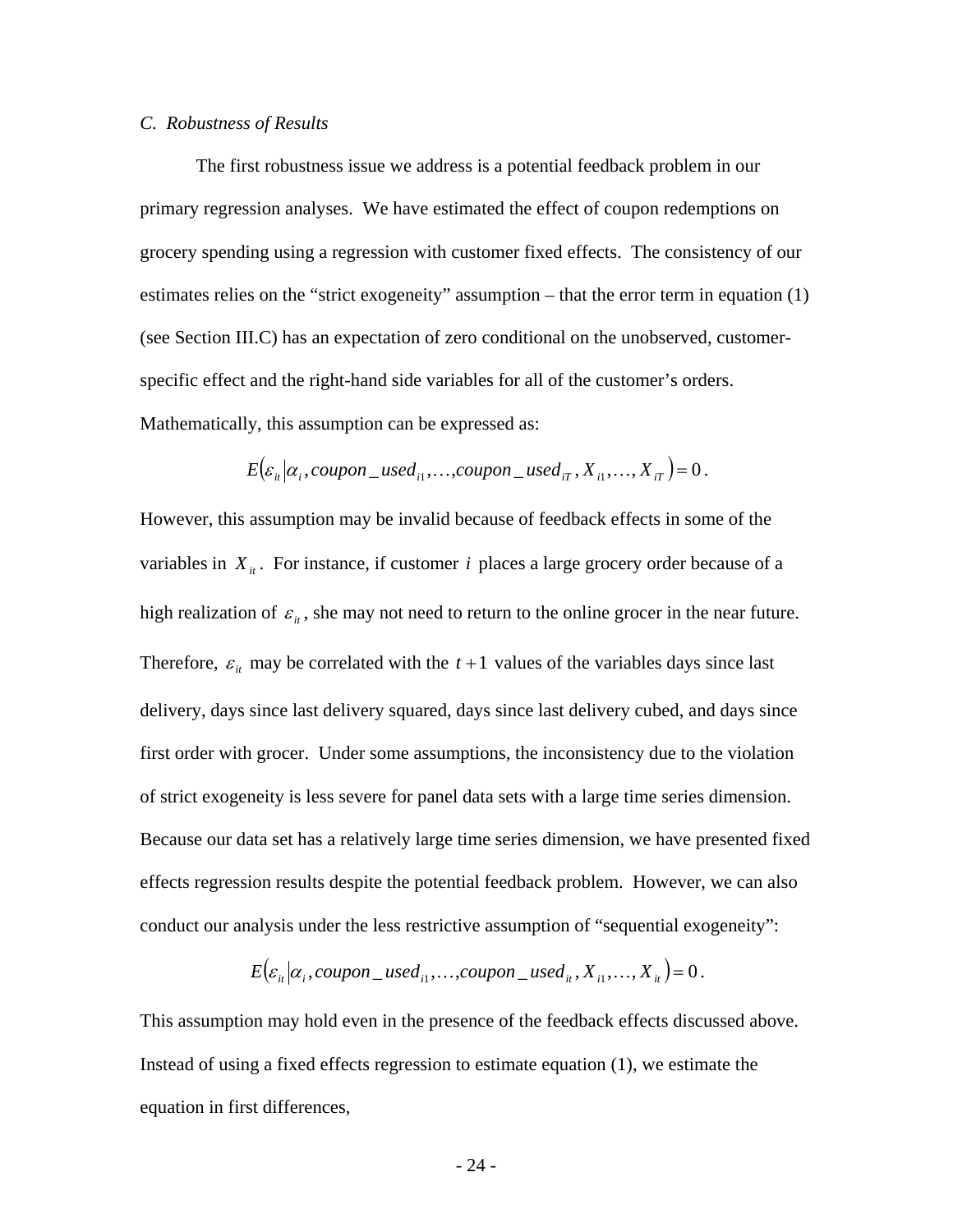### *C. Robustness of Results*

The first robustness issue we address is a potential feedback problem in our primary regression analyses. We have estimated the effect of coupon redemptions on grocery spending using a regression with customer fixed effects. The consistency of our estimates relies on the "strict exogeneity" assumption – that the error term in equation (1) (see Section III.C) has an expectation of zero conditional on the unobserved, customer-specific effect and the right-hand side variables for all of the customer's orders. Mathematically, this assumption can be expressed as:

$$E\left(\varepsilon_{it} \middle| \alpha_i, coupon\_used_{i1}, \ldots, coupon\_used_{iT}, X_{i1}, \ldots, X_{iT}\right) = 0 .$$

However, this assumption may be invalid because of feedback effects in some of the variables in $X_{it}$. For instance, if customer $i$ places a large grocery order because of a high realization of $\varepsilon_{it}$, she may not need to return to the online grocer in the near future. Therefore, $\varepsilon_{it}$ may be correlated with the $t+1$ values of the variables days since last delivery, days since last delivery squared, days since last delivery cubed, and days since first order with grocer. Under some assumptions, the inconsistency due to the violation of strict exogeneity is less severe for panel data sets with a large time series dimension. Because our data set has a relatively large time series dimension, we have presented fixed effects regression results despite the potential feedback problem. However, we can also conduct our analysis under the less restrictive assumption of "sequential exogeneity":

$$E\left(\varepsilon_{it} \middle| \alpha_i, coupon\_used_{i1}, \ldots, coupon\_used_{it}, X_{i1}, \ldots, X_{it}\right) = 0 .$$

This assumption may hold even in the presence of the feedback effects discussed above. Instead of using a fixed effects regression to estimate equation (1), we estimate the equation in first differences,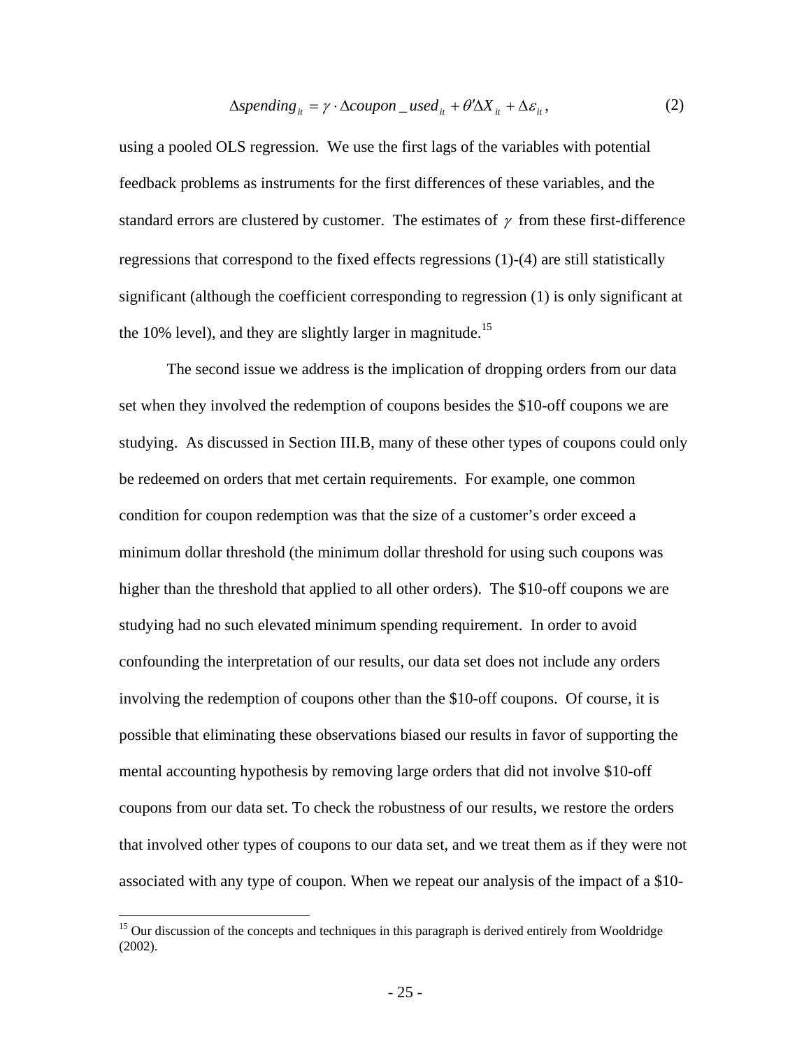$$\Delta spending_{it} = \gamma \cdot \Delta coupon\_used_{it} + \theta' \Delta X_{it} + \Delta \varepsilon_{it}, \tag{2}$$

using a pooled OLS regression. We use the first lags of the variables with potential feedback problems as instruments for the first differences of these variables, and the standard errors are clustered by customer. The estimates of $\gamma$ from these first-difference regressions that correspond to the fixed effects regressions (1)-(4) are still statistically significant (although the coefficient corresponding to regression (1) is only significant at the 10% level), and they are slightly larger in magnitude.[15]

The second issue we address is the implication of dropping orders from our data set when they involved the redemption of coupons besides the $10-off coupons we are studying. As discussed in Section III.B, many of these other types of coupons could only be redeemed on orders that met certain requirements. For example, one common condition for coupon redemption was that the size of a customer's order exceed a minimum dollar threshold (the minimum dollar threshold for using such coupons was higher than the threshold that applied to all other orders). The $10-off coupons we are studying had no such elevated minimum spending requirement. In order to avoid confounding the interpretation of our results, our data set does not include any orders involving the redemption of coupons other than the $10-off coupons. Of course, it is possible that eliminating these observations biased our results in favor of supporting the mental accounting hypothesis by removing large orders that did not involve $10-off coupons from our data set. To check the robustness of our results, we restore the orders that involved other types of coupons to our data set, and we treat them as if they were not associated with any type of coupon. When we repeat our analysis of the impact of a $10-

---

[15] Our discussion of the concepts and techniques in this paragraph is derived entirely from Wooldridge (2002).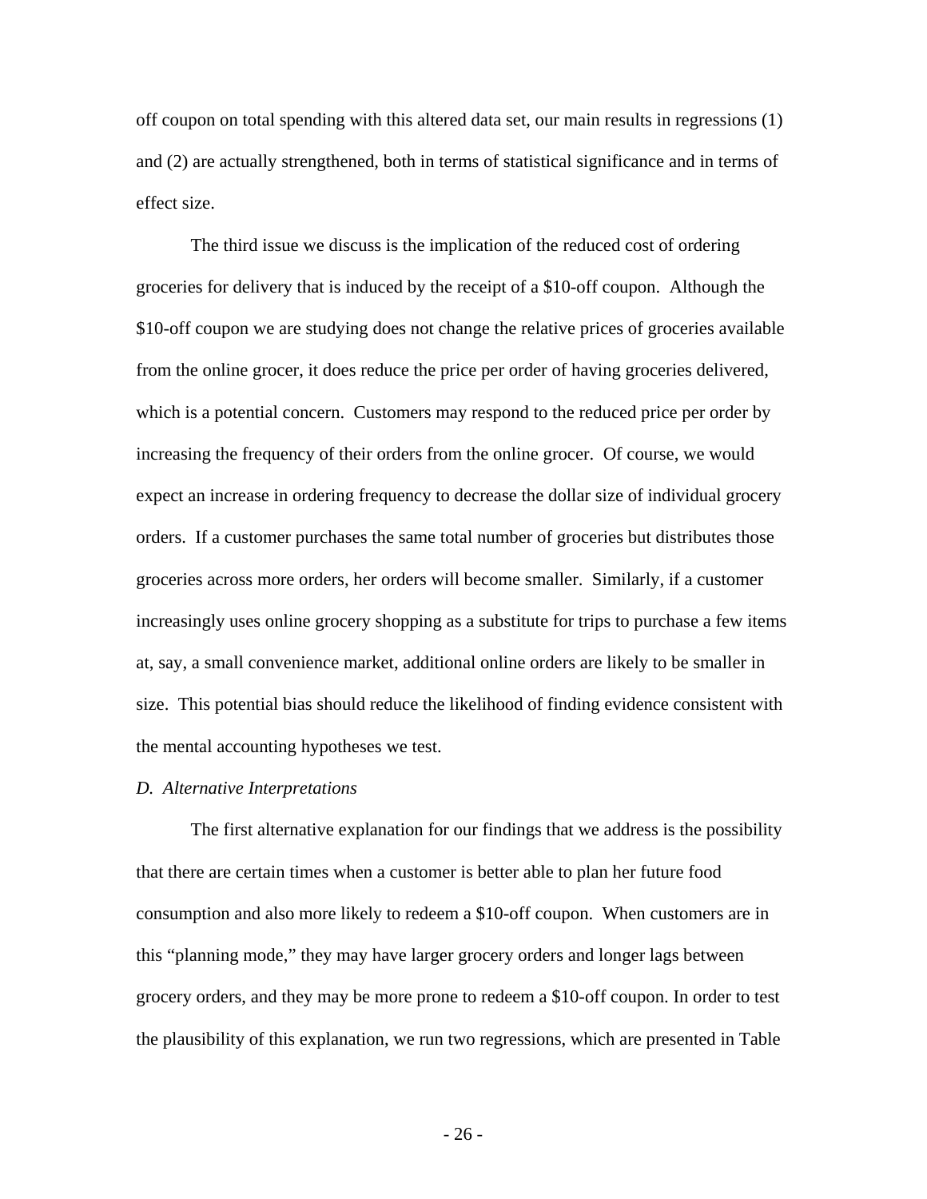off coupon on total spending with this altered data set, our main results in regressions (1) and (2) are actually strengthened, both in terms of statistical significance and in terms of effect size.

The third issue we discuss is the implication of the reduced cost of ordering groceries for delivery that is induced by the receipt of a $10-off coupon. Although the $10-off coupon we are studying does not change the relative prices of groceries available from the online grocer, it does reduce the price per order of having groceries delivered, which is a potential concern. Customers may respond to the reduced price per order by increasing the frequency of their orders from the online grocer. Of course, we would expect an increase in ordering frequency to decrease the dollar size of individual grocery orders. If a customer purchases the same total number of groceries but distributes those groceries across more orders, her orders will become smaller. Similarly, if a customer increasingly uses online grocery shopping as a substitute for trips to purchase a few items at, say, a small convenience market, additional online orders are likely to be smaller in size. This potential bias should reduce the likelihood of finding evidence consistent with the mental accounting hypotheses we test.

*D. Alternative Interpretations*

The first alternative explanation for our findings that we address is the possibility that there are certain times when a customer is better able to plan her future food consumption and also more likely to redeem a $10-off coupon. When customers are in this "planning mode," they may have larger grocery orders and longer lags between grocery orders, and they may be more prone to redeem a $10-off coupon. In order to test the plausibility of this explanation, we run two regressions, which are presented in Table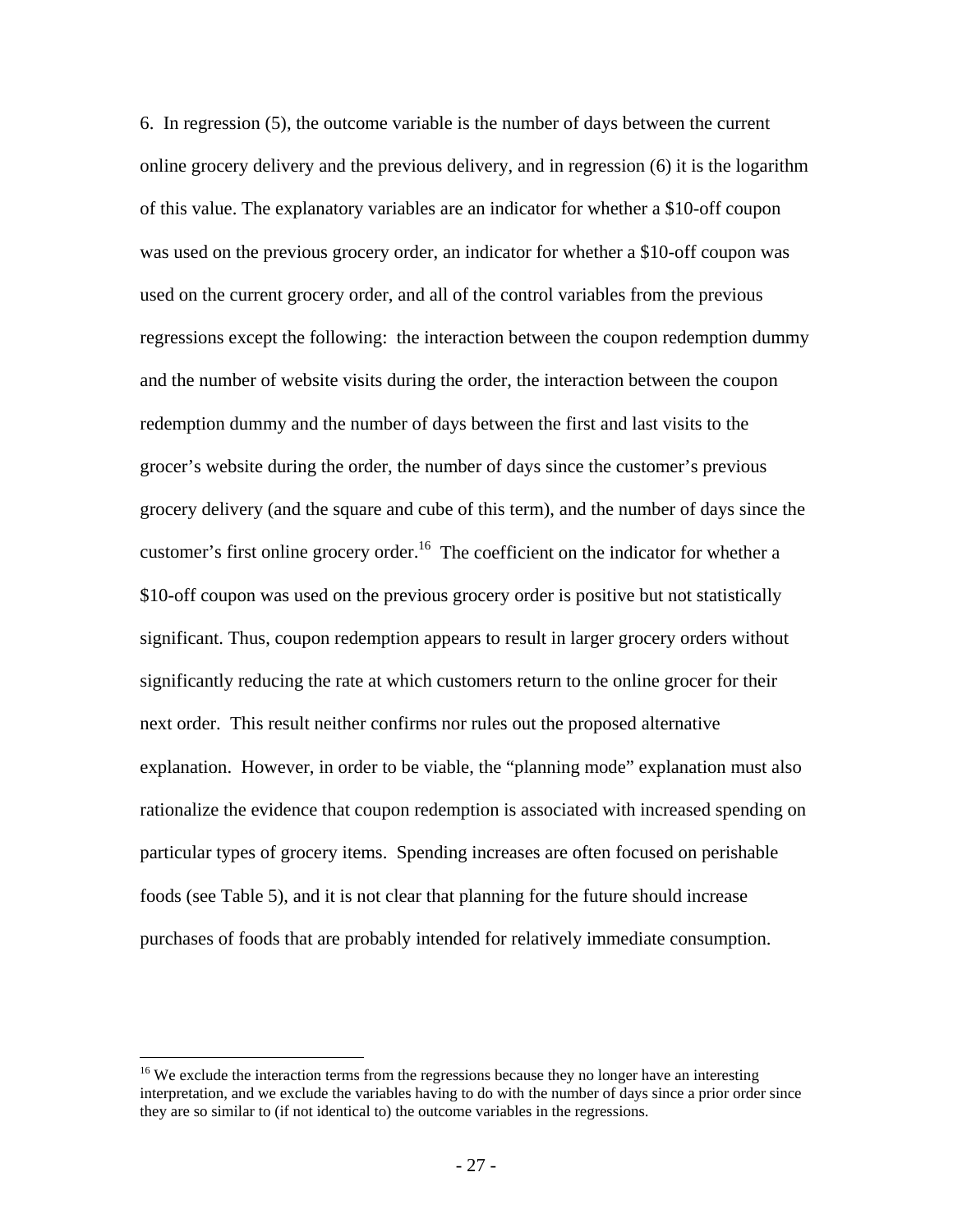6. In regression (5), the outcome variable is the number of days between the current online grocery delivery and the previous delivery, and in regression (6) it is the logarithm of this value. The explanatory variables are an indicator for whether a $10-off coupon was used on the previous grocery order, an indicator for whether a $10-off coupon was used on the current grocery order, and all of the control variables from the previous regressions except the following: the interaction between the coupon redemption dummy and the number of website visits during the order, the interaction between the coupon redemption dummy and the number of days between the first and last visits to the grocer's website during the order, the number of days since the customer's previous grocery delivery (and the square and cube of this term), and the number of days since the customer's first online grocery order.[16] The coefficient on the indicator for whether a $10-off coupon was used on the previous grocery order is positive but not statistically significant. Thus, coupon redemption appears to result in larger grocery orders without significantly reducing the rate at which customers return to the online grocer for their next order. This result neither confirms nor rules out the proposed alternative explanation. However, in order to be viable, the "planning mode" explanation must also rationalize the evidence that coupon redemption is associated with increased spending on particular types of grocery items. Spending increases are often focused on perishable foods (see Table 5), and it is not clear that planning for the future should increase purchases of foods that are probably intended for relatively immediate consumption.

[16] We exclude the interaction terms from the regressions because they no longer have an interesting interpretation, and we exclude the variables having to do with the number of days since a prior order since they are so similar to (if not identical to) the outcome variables in the regressions.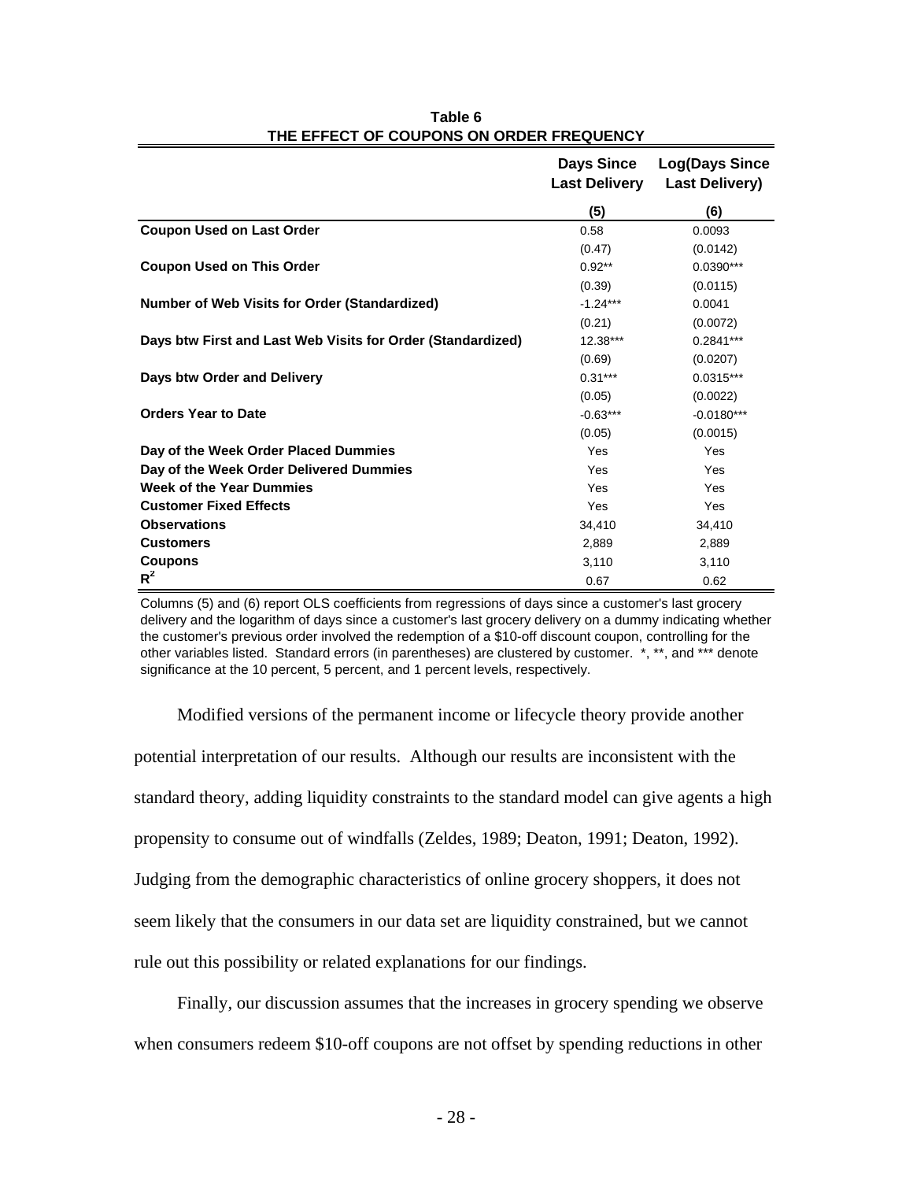**Table 6**
**THE EFFECT OF COUPONS ON ORDER FREQUENCY**

| | Days Since Last Delivery | Log(Days Since Last Delivery) |
|---|---|---|
| | (5) | (6) |
| **Coupon Used on Last Order** | 0.58 | 0.0093 |
| | (0.47) | (0.0142) |
| **Coupon Used on This Order** | 0.92** | 0.0390*** |
| | (0.39) | (0.0115) |
| **Number of Web Visits for Order (Standardized)** | -1.24*** | 0.0041 |
| | (0.21) | (0.0072) |
| **Days btw First and Last Web Visits for Order (Standardized)** | 12.38*** | 0.2841*** |
| | (0.69) | (0.0207) |
| **Days btw Order and Delivery** | 0.31*** | 0.0315*** |
| | (0.05) | (0.0022) |
| **Orders Year to Date** | -0.63*** | -0.0180*** |
| | (0.05) | (0.0015) |
| **Day of the Week Order Placed Dummies** | Yes | Yes |
| **Day of the Week Order Delivered Dummies** | Yes | Yes |
| **Week of the Year Dummies** | Yes | Yes |
| **Customer Fixed Effects** | Yes | Yes |
| **Observations** | 34,410 | 34,410 |
| **Customers** | 2,889 | 2,889 |
| **Coupons** | 3,110 | 3,110 |
| $R^2$ | 0.67 | 0.62 |

Columns (5) and (6) report OLS coefficients from regressions of days since a customer's last grocery delivery and the logarithm of days since a customer's last grocery delivery on a dummy indicating whether the customer's previous order involved the redemption of a $10-off discount coupon, controlling for the other variables listed. Standard errors (in parentheses) are clustered by customer. *, **, and *** denote significance at the 10 percent, 5 percent, and 1 percent levels, respectively.

Modified versions of the permanent income or lifecycle theory provide another potential interpretation of our results. Although our results are inconsistent with the standard theory, adding liquidity constraints to the standard model can give agents a high propensity to consume out of windfalls (Zeldes, 1989; Deaton, 1991; Deaton, 1992). Judging from the demographic characteristics of online grocery shoppers, it does not seem likely that the consumers in our data set are liquidity constrained, but we cannot rule out this possibility or related explanations for our findings.

Finally, our discussion assumes that the increases in grocery spending we observe when consumers redeem $10-off coupons are not offset by spending reductions in other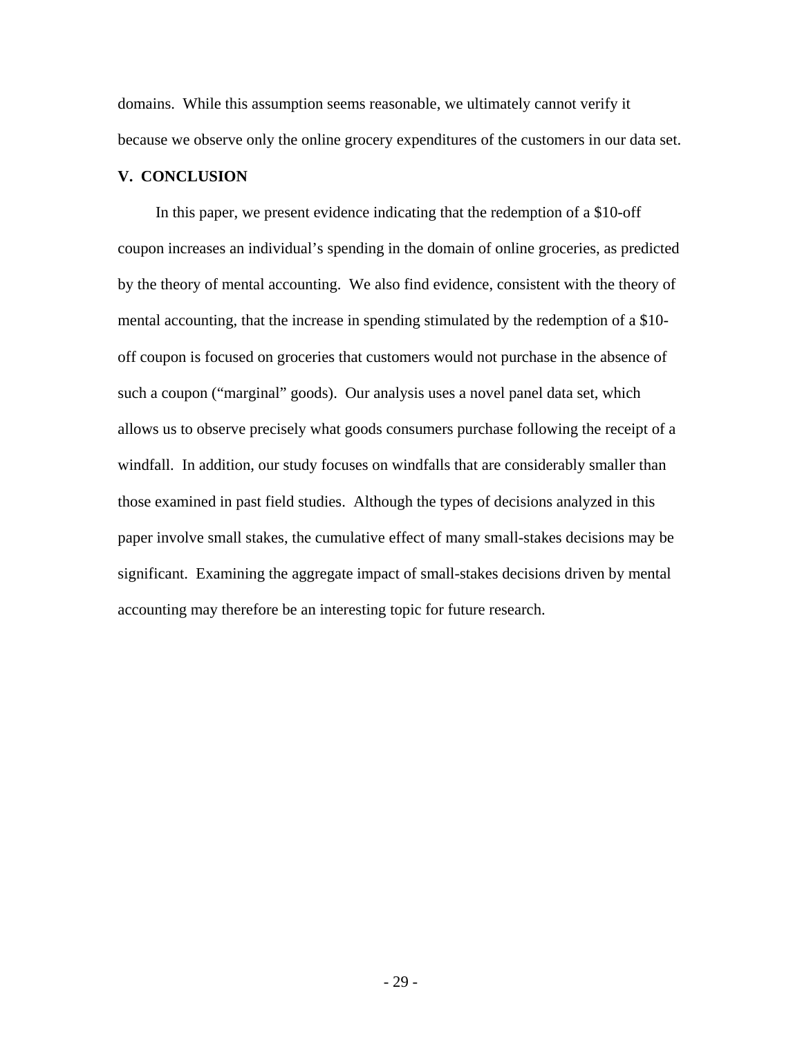domains. While this assumption seems reasonable, we ultimately cannot verify it because we observe only the online grocery expenditures of the customers in our data set.

## V. CONCLUSION

In this paper, we present evidence indicating that the redemption of a $10-off coupon increases an individual's spending in the domain of online groceries, as predicted by the theory of mental accounting. We also find evidence, consistent with the theory of mental accounting, that the increase in spending stimulated by the redemption of a $10-off coupon is focused on groceries that customers would not purchase in the absence of such a coupon ("marginal" goods). Our analysis uses a novel panel data set, which allows us to observe precisely what goods consumers purchase following the receipt of a windfall. In addition, our study focuses on windfalls that are considerably smaller than those examined in past field studies. Although the types of decisions analyzed in this paper involve small stakes, the cumulative effect of many small-stakes decisions may be significant. Examining the aggregate impact of small-stakes decisions driven by mental accounting may therefore be an interesting topic for future research.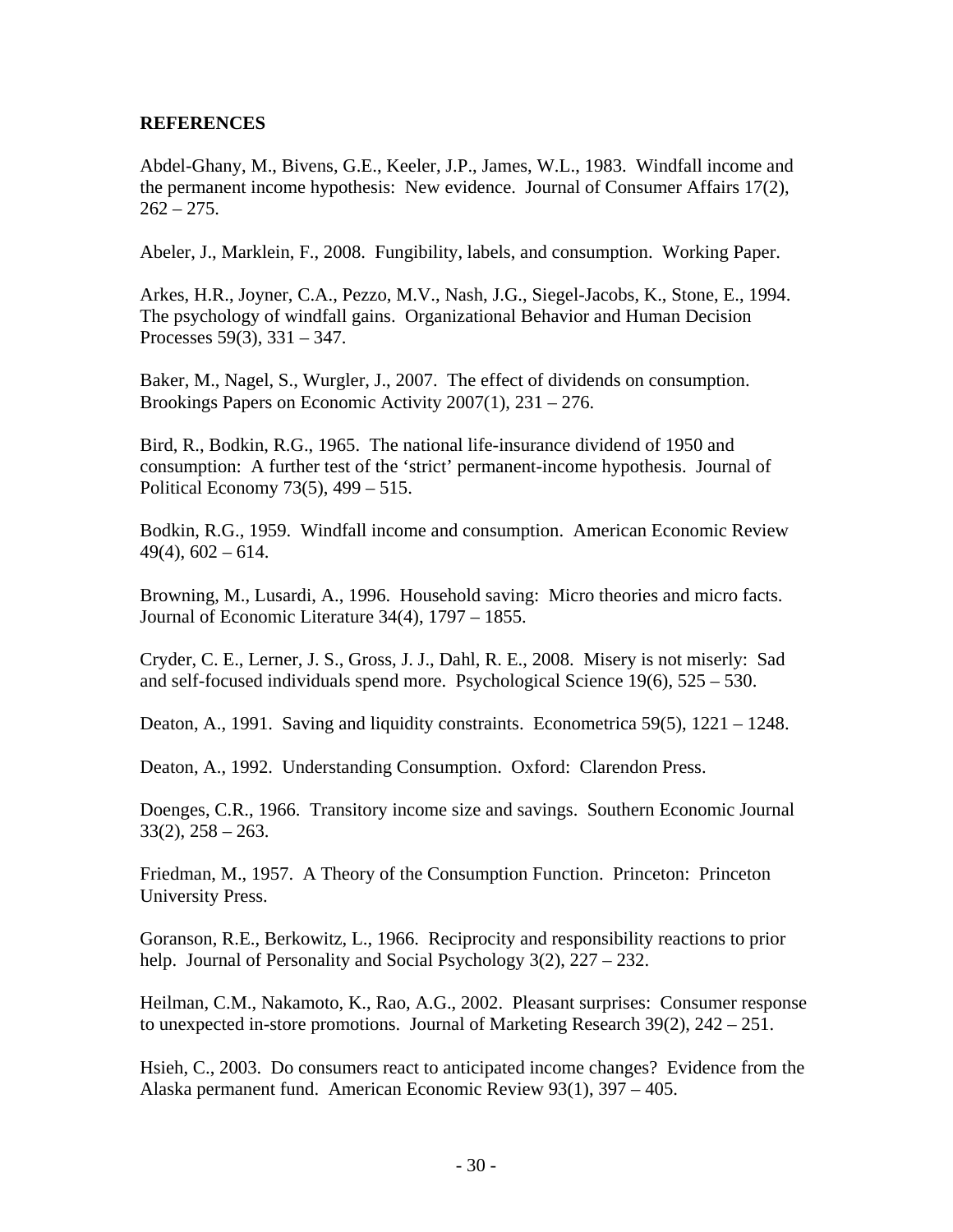**REFERENCES**

Abdel-Ghany, M., Bivens, G.E., Keeler, J.P., James, W.L., 1983. Windfall income and the permanent income hypothesis: New evidence. Journal of Consumer Affairs 17(2), 262 – 275.

Abeler, J., Marklein, F., 2008. Fungibility, labels, and consumption. Working Paper.

Arkes, H.R., Joyner, C.A., Pezzo, M.V., Nash, J.G., Siegel-Jacobs, K., Stone, E., 1994. The psychology of windfall gains. Organizational Behavior and Human Decision Processes 59(3), 331 – 347.

Baker, M., Nagel, S., Wurgler, J., 2007. The effect of dividends on consumption. Brookings Papers on Economic Activity 2007(1), 231 – 276.

Bird, R., Bodkin, R.G., 1965. The national life-insurance dividend of 1950 and consumption: A further test of the 'strict' permanent-income hypothesis. Journal of Political Economy 73(5), 499 – 515.

Bodkin, R.G., 1959. Windfall income and consumption. American Economic Review 49(4), 602 – 614.

Browning, M., Lusardi, A., 1996. Household saving: Micro theories and micro facts. Journal of Economic Literature 34(4), 1797 – 1855.

Cryder, C. E., Lerner, J. S., Gross, J. J., Dahl, R. E., 2008. Misery is not miserly: Sad and self-focused individuals spend more. Psychological Science 19(6), 525 – 530.

Deaton, A., 1991. Saving and liquidity constraints. Econometrica 59(5), 1221 – 1248.

Deaton, A., 1992. Understanding Consumption. Oxford: Clarendon Press.

Doenges, C.R., 1966. Transitory income size and savings. Southern Economic Journal 33(2), 258 – 263.

Friedman, M., 1957. A Theory of the Consumption Function. Princeton: Princeton University Press.

Goranson, R.E., Berkowitz, L., 1966. Reciprocity and responsibility reactions to prior help. Journal of Personality and Social Psychology 3(2), 227 – 232.

Heilman, C.M., Nakamoto, K., Rao, A.G., 2002. Pleasant surprises: Consumer response to unexpected in-store promotions. Journal of Marketing Research 39(2), 242 – 251.

Hsieh, C., 2003. Do consumers react to anticipated income changes? Evidence from the Alaska permanent fund. American Economic Review 93(1), 397 – 405.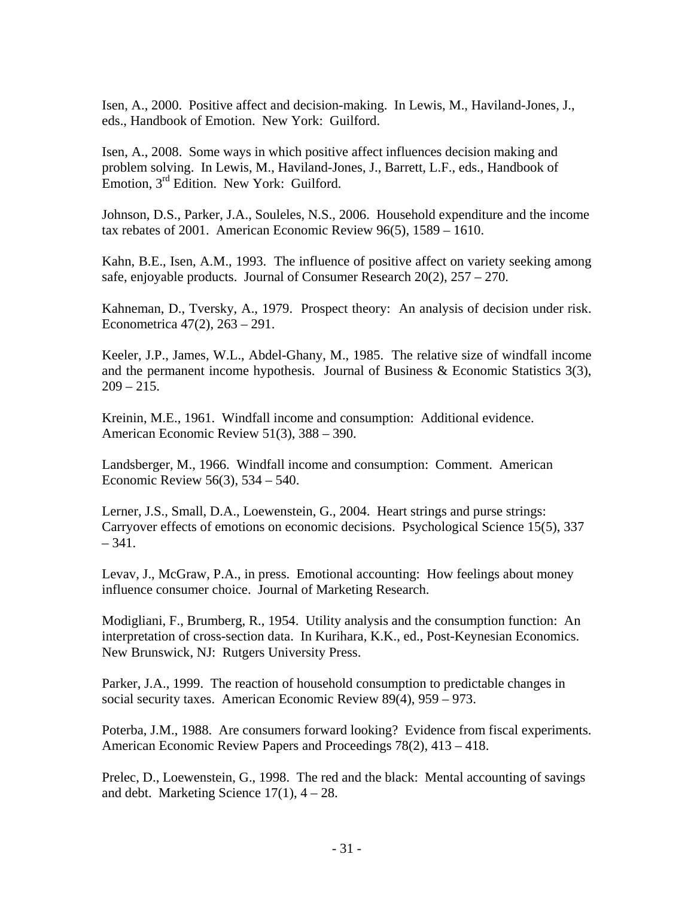Isen, A., 2000. Positive affect and decision-making. In Lewis, M., Haviland-Jones, J., eds., Handbook of Emotion. New York: Guilford.

Isen, A., 2008. Some ways in which positive affect influences decision making and problem solving. In Lewis, M., Haviland-Jones, J., Barrett, L.F., eds., Handbook of Emotion, 3rd Edition. New York: Guilford.

Johnson, D.S., Parker, J.A., Souleles, N.S., 2006. Household expenditure and the income tax rebates of 2001. American Economic Review 96(5), 1589 – 1610.

Kahn, B.E., Isen, A.M., 1993. The influence of positive affect on variety seeking among safe, enjoyable products. Journal of Consumer Research 20(2), 257 – 270.

Kahneman, D., Tversky, A., 1979. Prospect theory: An analysis of decision under risk. Econometrica 47(2), 263 – 291.

Keeler, J.P., James, W.L., Abdel-Ghany, M., 1985. The relative size of windfall income and the permanent income hypothesis. Journal of Business & Economic Statistics 3(3), 209 – 215.

Kreinin, M.E., 1961. Windfall income and consumption: Additional evidence. American Economic Review 51(3), 388 – 390.

Landsberger, M., 1966. Windfall income and consumption: Comment. American Economic Review 56(3), 534 – 540.

Lerner, J.S., Small, D.A., Loewenstein, G., 2004. Heart strings and purse strings: Carryover effects of emotions on economic decisions. Psychological Science 15(5), 337 – 341.

Levav, J., McGraw, P.A., in press. Emotional accounting: How feelings about money influence consumer choice. Journal of Marketing Research.

Modigliani, F., Brumberg, R., 1954. Utility analysis and the consumption function: An interpretation of cross-section data. In Kurihara, K.K., ed., Post-Keynesian Economics. New Brunswick, NJ: Rutgers University Press.

Parker, J.A., 1999. The reaction of household consumption to predictable changes in social security taxes. American Economic Review 89(4), 959 – 973.

Poterba, J.M., 1988. Are consumers forward looking? Evidence from fiscal experiments. American Economic Review Papers and Proceedings 78(2), 413 – 418.

Prelec, D., Loewenstein, G., 1998. The red and the black: Mental accounting of savings and debt. Marketing Science 17(1), 4 – 28.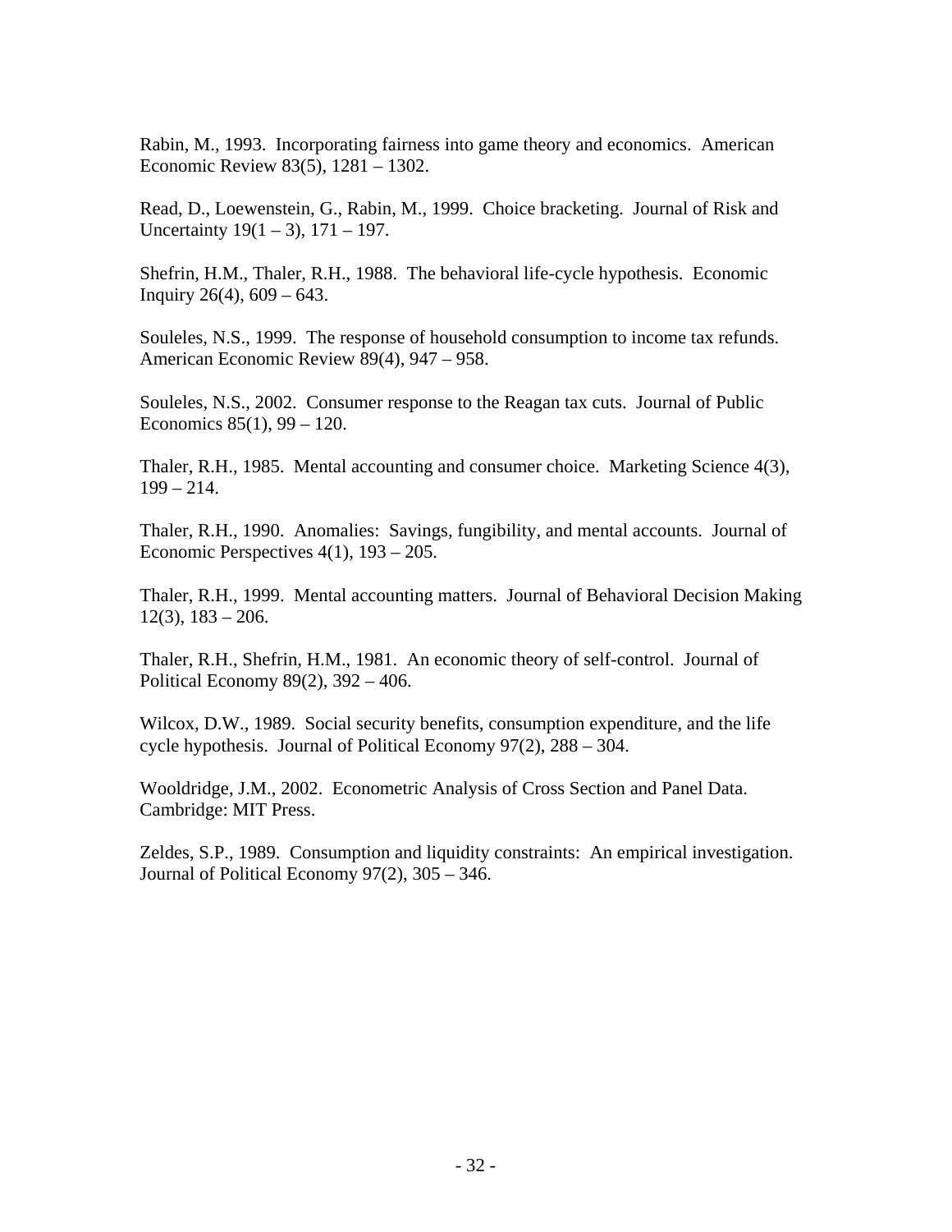Rabin, M., 1993. Incorporating fairness into game theory and economics. American Economic Review 83(5), 1281 – 1302.

Read, D., Loewenstein, G., Rabin, M., 1999. Choice bracketing. Journal of Risk and Uncertainty 19(1 – 3), 171 – 197.

Shefrin, H.M., Thaler, R.H., 1988. The behavioral life-cycle hypothesis. Economic Inquiry 26(4), 609 – 643.

Souleles, N.S., 1999. The response of household consumption to income tax refunds. American Economic Review 89(4), 947 – 958.

Souleles, N.S., 2002. Consumer response to the Reagan tax cuts. Journal of Public Economics 85(1), 99 – 120.

Thaler, R.H., 1985. Mental accounting and consumer choice. Marketing Science 4(3), 199 – 214.

Thaler, R.H., 1990. Anomalies: Savings, fungibility, and mental accounts. Journal of Economic Perspectives 4(1), 193 – 205.

Thaler, R.H., 1999. Mental accounting matters. Journal of Behavioral Decision Making 12(3), 183 – 206.

Thaler, R.H., Shefrin, H.M., 1981. An economic theory of self-control. Journal of Political Economy 89(2), 392 – 406.

Wilcox, D.W., 1989. Social security benefits, consumption expenditure, and the life cycle hypothesis. Journal of Political Economy 97(2), 288 – 304.

Wooldridge, J.M., 2002. Econometric Analysis of Cross Section and Panel Data. Cambridge: MIT Press.

Zeldes, S.P., 1989. Consumption and liquidity constraints: An empirical investigation. Journal of Political Economy 97(2), 305 – 346.